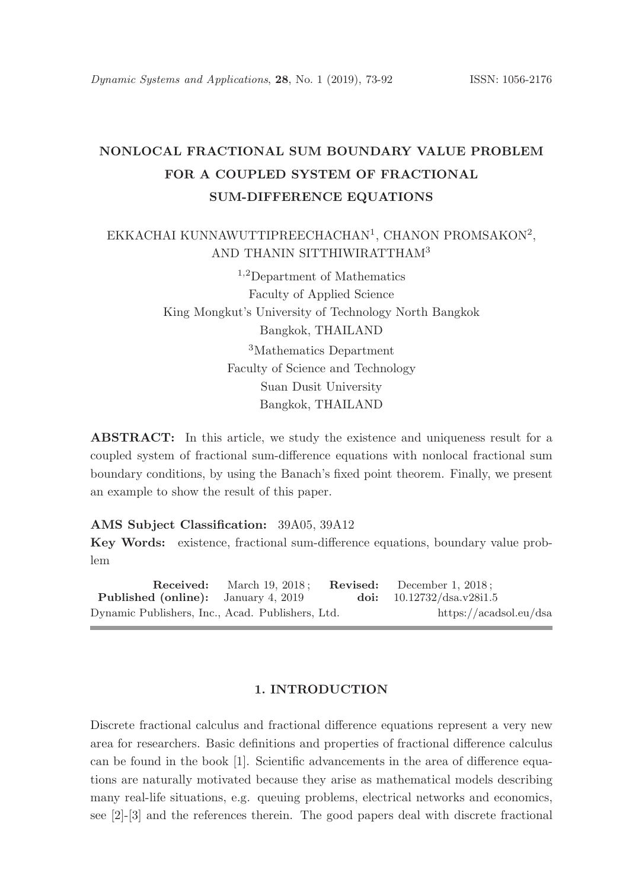# NONLOCAL FRACTIONAL SUM BOUNDARY VALUE PROBLEM FOR A COUPLED SYSTEM OF FRACTIONAL SUM-DIFFERENCE EQUATIONS

EKKACHAI KUNNAWUTTIPREECHACHAN[1], CHANON PROMSAKON[2], AND THANIN SITTHIWIRATTHAM[3]

[1,2]Department of Mathematics
Faculty of Applied Science
King Mongkut's University of Technology North Bangkok
Bangkok, THAILAND

[3]Mathematics Department
Faculty of Science and Technology
Suan Dusit University
Bangkok, THAILAND

**ABSTRACT:** In this article, we study the existence and uniqueness result for a coupled system of fractional sum-difference equations with nonlocal fractional sum boundary conditions, by using the Banach's fixed point theorem. Finally, we present an example to show the result of this paper.

**AMS Subject Classification:** 39A05, 39A12

**Key Words:** existence, fractional sum-difference equations, boundary value problem

**Received:** March 19, 2018; **Revised:** December 1, 2018;
**Published (online):** January 4, 2019 **doi:** 10.12732/dsa.v28i1.5
Dynamic Publishers, Inc., Acad. Publishers, Ltd. https://acadsol.eu/dsa

## 1. INTRODUCTION

Discrete fractional calculus and fractional difference equations represent a very new area for researchers. Basic definitions and properties of fractional difference calculus can be found in the book [1]. Scientific advancements in the area of difference equations are naturally motivated because they arise as mathematical models describing many real-life situations, e.g. queuing problems, electrical networks and economics, see [2]-[3] and the references therein. The good papers deal with discrete fractional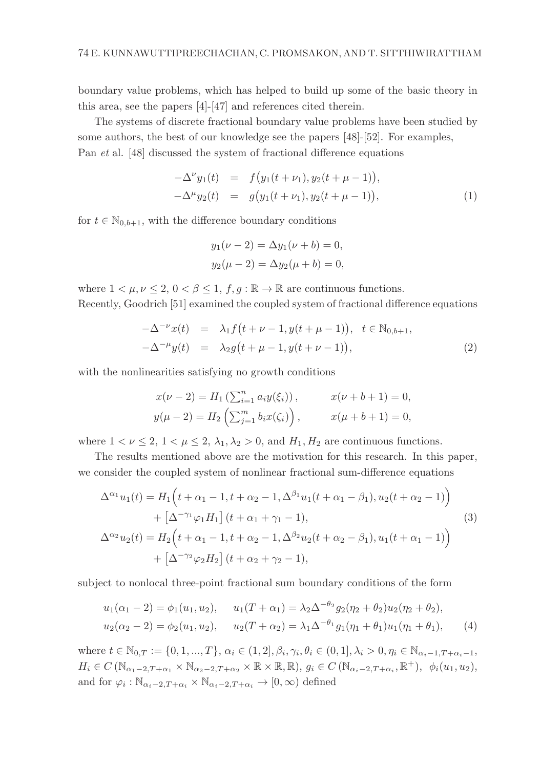boundary value problems, which has helped to build up some of the basic theory in this area, see the papers [4]-[47] and references cited therein.

The systems of discrete fractional boundary value problems have been studied by some authors, the best of our knowledge see the papers [48]-[52]. For examples, Pan *et* al. [48] discussed the system of fractional difference equations

$$
\begin{aligned}
-\Delta^{\nu} y_1(t) &= f\big(y_1(t+\nu_1), y_2(t+\mu-1)\big), \\
-\Delta^{\mu} y_2(t) &= g\big(y_1(t+\nu_1), y_2(t+\mu-1)\big),
\end{aligned} \tag{1}
$$

for $t \in \mathbb{N}_{0,b+1}$, with the difference boundary conditions

$$
\begin{aligned}
y_1(\nu-2) = \Delta y_1(\nu+b) = 0, \\
y_2(\mu-2) = \Delta y_2(\mu+b) = 0,
\end{aligned}
$$

where $1 < \mu, \nu \leq 2$, $0 < \beta \leq 1$, $f, g : \mathbb{R} \to \mathbb{R}$ are continuous functions.
Recently, Goodrich [51] examined the coupled system of fractional difference equations

$$
\begin{aligned}
-\Delta^{-\nu} x(t) &= \lambda_1 f\big(t+\nu-1, y(t+\mu-1)\big), \quad t \in \mathbb{N}_{0,b+1}, \\
-\Delta^{-\mu} y(t) &= \lambda_2 g\big(t+\mu-1, y(t+\nu-1)\big),
\end{aligned} \tag{2}
$$

with the nonlinearities satisfying no growth conditions

$$
\begin{aligned}
x(\nu-2) &= H_1\left(\textstyle\sum_{i=1}^{n} a_i y(\xi_i)\right), \qquad & x(\nu+b+1) = 0, \\
y(\mu-2) &= H_2\left(\textstyle\sum_{j=1}^{m} b_i x(\zeta_i)\right), \qquad & x(\mu+b+1) = 0,
\end{aligned}
$$

where $1 < \nu \leq 2$, $1 < \mu \leq 2$, $\lambda_1, \lambda_2 > 0$, and $H_1, H_2$ are continuous functions.

The results mentioned above are the motivation for this research. In this paper, we consider the coupled system of nonlinear fractional sum-difference equations

$$
\begin{aligned}
\Delta^{\alpha_1} u_1(t) &= H_1\Big(t+\alpha_1-1, t+\alpha_2-1, \Delta^{\beta_1} u_1(t+\alpha_1-\beta_1), u_2(t+\alpha_2-1)\Big) \\
&\quad + \left[\Delta^{-\gamma_1} \varphi_1 H_1\right](t+\alpha_1+\gamma_1-1), \\
\Delta^{\alpha_2} u_2(t) &= H_2\Big(t+\alpha_1-1, t+\alpha_2-1, \Delta^{\beta_2} u_2(t+\alpha_2-\beta_1), u_1(t+\alpha_1-1)\Big) \\
&\quad + \left[\Delta^{-\gamma_2} \varphi_2 H_2\right](t+\alpha_2+\gamma_2-1),
\end{aligned} \tag{3}
$$

subject to nonlocal three-point fractional sum boundary conditions of the form

$$
\begin{aligned}
u_1(\alpha_1-2) &= \phi_1(u_1, u_2), \qquad u_1(T+\alpha_1) = \lambda_2 \Delta^{-\theta_2} g_2(\eta_2+\theta_2) u_2(\eta_2+\theta_2), \\
u_2(\alpha_2-2) &= \phi_2(u_1, u_2), \qquad u_2(T+\alpha_2) = \lambda_1 \Delta^{-\theta_1} g_1(\eta_1+\theta_1) u_1(\eta_1+\theta_1),
\end{aligned} \tag{4}
$$

where $t \in \mathbb{N}_{0,T} := \{0, 1, ..., T\}$, $\alpha_i \in (1, 2]$, $\beta_i, \gamma_i, \theta_i \in (0, 1]$, $\lambda_i > 0$, $\eta_i \in \mathbb{N}_{\alpha_i-1, T+\alpha_i-1}$, $H_i \in C\left(\mathbb{N}_{\alpha_1-2, T+\alpha_1} \times \mathbb{N}_{\alpha_2-2, T+\alpha_2} \times \mathbb{R} \times \mathbb{R}, \mathbb{R}\right)$, $g_i \in C\left(\mathbb{N}_{\alpha_i-2, T+\alpha_i}, \mathbb{R}^+\right)$, $\phi_i(u_1, u_2)$, and for $\varphi_i : \mathbb{N}_{\alpha_i-2, T+\alpha_i} \times \mathbb{N}_{\alpha_i-2, T+\alpha_i} \to [0, \infty)$ defined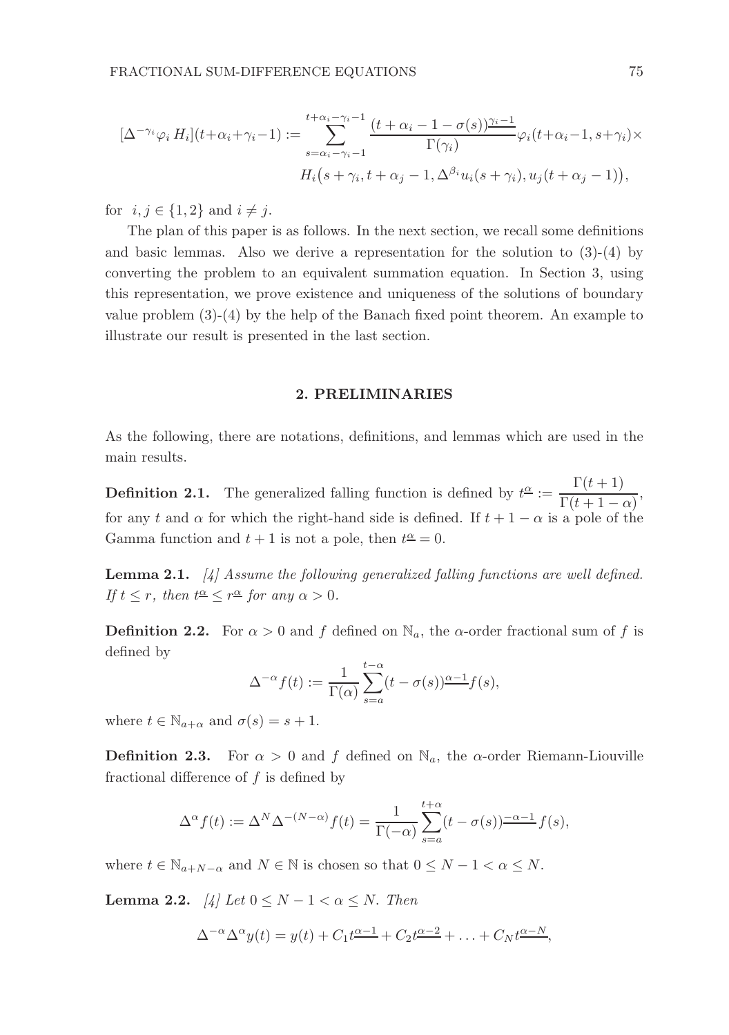$$[\Delta^{-\gamma_i}\varphi_i\, H_i](t+\alpha_i+\gamma_i-1) := \sum_{s=\alpha_i-\gamma_i-1}^{t+\alpha_i-\gamma_i-1} \frac{(t+\alpha_i-1-\sigma(s))^{\underline{\gamma_i-1}}}{\Gamma(\gamma_i)}\varphi_i(t+\alpha_i-1, s+\gamma_i)\times$$
$$H_i\big(s+\gamma_i, t+\alpha_j-1, \Delta^{\beta_i}u_i(s+\gamma_i), u_j(t+\alpha_j-1)\big),$$

for $i, j \in \{1, 2\}$ and $i \neq j$.

The plan of this paper is as follows. In the next section, we recall some definitions and basic lemmas. Also we derive a representation for the solution to (3)-(4) by converting the problem to an equivalent summation equation. In Section 3, using this representation, we prove existence and uniqueness of the solutions of boundary value problem (3)-(4) by the help of the Banach fixed point theorem. An example to illustrate our result is presented in the last section.

## 2. PRELIMINARIES

As the following, there are notations, definitions, and lemmas which are used in the main results.

**Definition 2.1.** The generalized falling function is defined by $t^{\underline{\alpha}} := \dfrac{\Gamma(t+1)}{\Gamma(t+1-\alpha)}$, for any $t$ and $\alpha$ for which the right-hand side is defined. If $t+1-\alpha$ is a pole of the Gamma function and $t+1$ is not a pole, then $t^{\underline{\alpha}} = 0$.

**Lemma 2.1.** *[4] Assume the following generalized falling functions are well defined. If $t \leq r$, then $t^{\underline{\alpha}} \leq r^{\underline{\alpha}}$ for any $\alpha > 0$.*

**Definition 2.2.** For $\alpha > 0$ and $f$ defined on $\mathbb{N}_a$, the $\alpha$-order fractional sum of $f$ is defined by

$$\Delta^{-\alpha} f(t) := \frac{1}{\Gamma(\alpha)} \sum_{s=a}^{t-\alpha} (t-\sigma(s))^{\underline{\alpha-1}} f(s),$$

where $t \in \mathbb{N}_{a+\alpha}$ and $\sigma(s) = s+1$.

**Definition 2.3.** For $\alpha > 0$ and $f$ defined on $\mathbb{N}_a$, the $\alpha$-order Riemann-Liouville fractional difference of $f$ is defined by

$$\Delta^{\alpha} f(t) := \Delta^N \Delta^{-(N-\alpha)} f(t) = \frac{1}{\Gamma(-\alpha)} \sum_{s=a}^{t+\alpha} (t-\sigma(s))^{\underline{-\alpha-1}} f(s),$$

where $t \in \mathbb{N}_{a+N-\alpha}$ and $N \in \mathbb{N}$ is chosen so that $0 \leq N-1 < \alpha \leq N$.

**Lemma 2.2.** *[4] Let $0 \leq N-1 < \alpha \leq N$. Then*

$$\Delta^{-\alpha}\Delta^{\alpha} y(t) = y(t) + C_1 t^{\underline{\alpha-1}} + C_2 t^{\underline{\alpha-2}} + \ldots + C_N t^{\underline{\alpha-N}},$$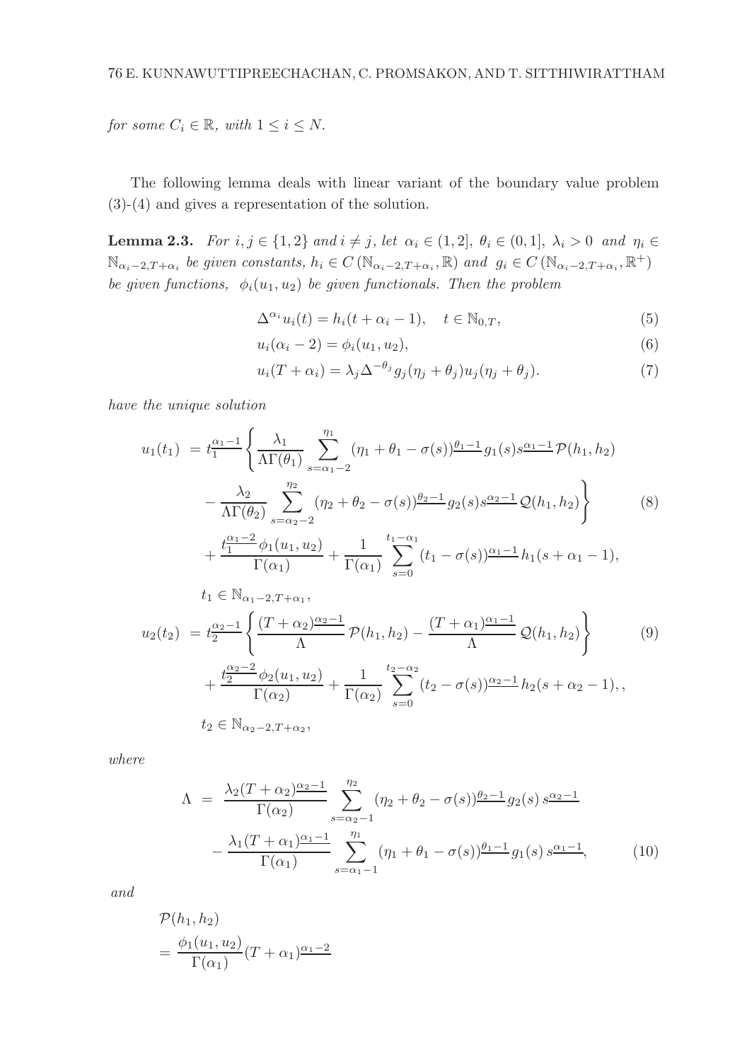*for some* $C_i \in \mathbb{R}$, *with* $1 \le i \le N$.

The following lemma deals with linear variant of the boundary value problem (3)-(4) and gives a representation of the solution.

**Lemma 2.3.** *For* $i, j \in \{1, 2\}$ *and* $i \neq j$, *let* $\alpha_i \in (1, 2]$, $\theta_i \in (0, 1]$, $\lambda_i > 0$ *and* $\eta_i \in \mathbb{N}_{\alpha_i - 2, T+\alpha_i}$ *be given constants,* $h_i \in C(\mathbb{N}_{\alpha_i-2,T+\alpha_i}, \mathbb{R})$ *and* $g_i \in C(\mathbb{N}_{\alpha_i-2,T+\alpha_i}, \mathbb{R}^+)$ *be given functions,* $\phi_i(u_1, u_2)$ *be given functionals. Then the problem*

$$\Delta^{\alpha_i} u_i(t) = h_i(t + \alpha_i - 1), \quad t \in \mathbb{N}_{0,T}, \tag{5}$$

$$u_i(\alpha_i - 2) = \phi_i(u_1, u_2), \tag{6}$$

$$u_i(T + \alpha_i) = \lambda_j \Delta^{-\theta_j} g_j(\eta_j + \theta_j) u_j(\eta_j + \theta_j). \tag{7}$$

*have the unique solution*

$$\begin{aligned}
u_1(t_1) \; &= t_1^{\underline{\alpha_1 - 1}} \Bigg\{ \frac{\lambda_1}{\Lambda \Gamma(\theta_1)} \sum_{s=\alpha_1-2}^{\eta_1} (\eta_1 + \theta_1 - \sigma(s))^{\underline{\theta_1 - 1}} g_1(s) s^{\underline{\alpha_1 - 1}} \mathcal{P}(h_1, h_2) \\
&\quad - \frac{\lambda_2}{\Lambda \Gamma(\theta_2)} \sum_{s=\alpha_2-2}^{\eta_2} (\eta_2 + \theta_2 - \sigma(s))^{\underline{\theta_2 - 1}} g_2(s) s^{\underline{\alpha_2 - 1}} \mathcal{Q}(h_1, h_2) \Bigg\} \\
&\quad + \frac{t_1^{\underline{\alpha_1 - 2}} \phi_1(u_1, u_2)}{\Gamma(\alpha_1)} + \frac{1}{\Gamma(\alpha_1)} \sum_{s=0}^{t_1 - \alpha_1} (t_1 - \sigma(s))^{\underline{\alpha_1 - 1}} h_1(s + \alpha_1 - 1),
\end{aligned} \tag{8}$$

$t_1 \in \mathbb{N}_{\alpha_1 - 2, T+\alpha_1}$,

$$\begin{aligned}
u_2(t_2) \; &= t_2^{\underline{\alpha_2 - 1}} \left\{ \frac{(T + \alpha_2)^{\underline{\alpha_2 - 1}}}{\Lambda} \mathcal{P}(h_1, h_2) - \frac{(T + \alpha_1)^{\underline{\alpha_1 - 1}}}{\Lambda} \mathcal{Q}(h_1, h_2) \right\} \\
&\quad + \frac{t_2^{\underline{\alpha_2 - 2}} \phi_2(u_1, u_2)}{\Gamma(\alpha_2)} + \frac{1}{\Gamma(\alpha_2)} \sum_{s=0}^{t_2 - \alpha_2} (t_2 - \sigma(s))^{\underline{\alpha_2 - 1}} h_2(s + \alpha_2 - 1), ,
\end{aligned} \tag{9}$$

$t_2 \in \mathbb{N}_{\alpha_2 - 2, T+\alpha_2}$,

*where*

$$\begin{aligned}
\Lambda \;&=\; \frac{\lambda_2 (T + \alpha_2)^{\underline{\alpha_2 - 1}}}{\Gamma(\alpha_2)} \sum_{s=\alpha_2-1}^{\eta_2} (\eta_2 + \theta_2 - \sigma(s))^{\underline{\theta_2 - 1}} g_2(s)\, s^{\underline{\alpha_2 - 1}} \\
&\quad - \frac{\lambda_1 (T + \alpha_1)^{\underline{\alpha_1 - 1}}}{\Gamma(\alpha_1)} \sum_{s=\alpha_1-1}^{\eta_1} (\eta_1 + \theta_1 - \sigma(s))^{\underline{\theta_1 - 1}} g_1(s)\, s^{\underline{\alpha_1 - 1}},
\end{aligned} \tag{10}$$

*and*

$$\begin{aligned}
&\mathcal{P}(h_1, h_2) \\
&= \frac{\phi_1(u_1, u_2)}{\Gamma(\alpha_1)} (T + \alpha_1)^{\underline{\alpha_1 - 2}}
\end{aligned}$$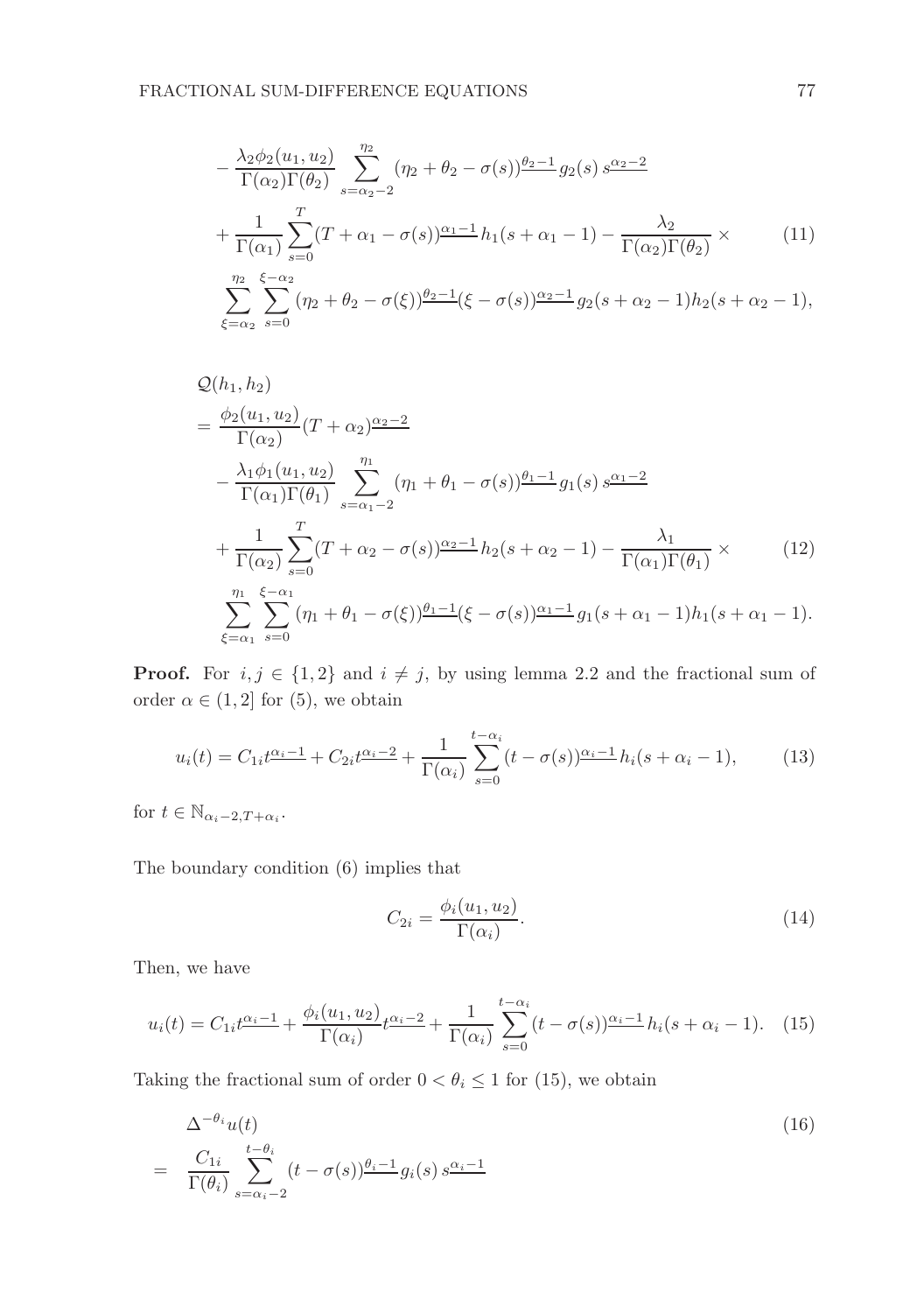$$
\begin{aligned}
&- \frac{\lambda_2 \phi_2(u_1,u_2)}{\Gamma(\alpha_2)\Gamma(\theta_2)} \sum_{s=\alpha_2-2}^{\eta_2} (\eta_2+\theta_2-\sigma(s))^{\underline{\theta_2-1}} g_2(s)\, s^{\underline{\alpha_2-2}} \\
&+ \frac{1}{\Gamma(\alpha_1)} \sum_{s=0}^{T} (T+\alpha_1-\sigma(s))^{\underline{\alpha_1-1}} h_1(s+\alpha_1-1) - \frac{\lambda_2}{\Gamma(\alpha_2)\Gamma(\theta_2)} \times \qquad (11)\\
&\sum_{\xi=\alpha_2}^{\eta_2} \sum_{s=0}^{\xi-\alpha_2} (\eta_2+\theta_2-\sigma(\xi))^{\underline{\theta_2-1}} (\xi-\sigma(s))^{\underline{\alpha_2-1}} g_2(s+\alpha_2-1) h_2(s+\alpha_2-1),
\end{aligned}
$$

$$
\begin{aligned}
&\mathcal{Q}(h_1,h_2) \\
&= \frac{\phi_2(u_1,u_2)}{\Gamma(\alpha_2)} (T+\alpha_2)^{\underline{\alpha_2-2}} \\
&- \frac{\lambda_1 \phi_1(u_1,u_2)}{\Gamma(\alpha_1)\Gamma(\theta_1)} \sum_{s=\alpha_1-2}^{\eta_1} (\eta_1+\theta_1-\sigma(s))^{\underline{\theta_1-1}} g_1(s)\, s^{\underline{\alpha_1-2}} \\
&+ \frac{1}{\Gamma(\alpha_2)} \sum_{s=0}^{T} (T+\alpha_2-\sigma(s))^{\underline{\alpha_2-1}} h_2(s+\alpha_2-1) - \frac{\lambda_1}{\Gamma(\alpha_1)\Gamma(\theta_1)} \times \qquad (12)\\
&\sum_{\xi=\alpha_1}^{\eta_1} \sum_{s=0}^{\xi-\alpha_1} (\eta_1+\theta_1-\sigma(\xi))^{\underline{\theta_1-1}} (\xi-\sigma(s))^{\underline{\alpha_1-1}} g_1(s+\alpha_1-1) h_1(s+\alpha_1-1).
\end{aligned}
$$

**Proof.** For $i, j \in \{1,2\}$ and $i \neq j$, by using lemma 2.2 and the fractional sum of order $\alpha \in (1,2]$ for (5), we obtain

$$
u_i(t) = C_{1i} t^{\underline{\alpha_i-1}} + C_{2i} t^{\underline{\alpha_i-2}} + \frac{1}{\Gamma(\alpha_i)} \sum_{s=0}^{t-\alpha_i} (t-\sigma(s))^{\underline{\alpha_i-1}} h_i(s+\alpha_i-1), \qquad (13)
$$

for $t \in \mathbb{N}_{\alpha_i-2, T+\alpha_i}$.

The boundary condition (6) implies that

$$
C_{2i} = \frac{\phi_i(u_1,u_2)}{\Gamma(\alpha_i)}. \qquad (14)
$$

Then, we have

$$
u_i(t) = C_{1i} t^{\underline{\alpha_i-1}} + \frac{\phi_i(u_1,u_2)}{\Gamma(\alpha_i)} t^{\underline{\alpha_i-2}} + \frac{1}{\Gamma(\alpha_i)} \sum_{s=0}^{t-\alpha_i} (t-\sigma(s))^{\underline{\alpha_i-1}} h_i(s+\alpha_i-1). \qquad (15)
$$

Taking the fractional sum of order $0 < \theta_i \le 1$ for (15), we obtain

$$
\begin{aligned}
&\Delta^{-\theta_i} u(t) \qquad (16)\\
&= \frac{C_{1i}}{\Gamma(\theta_i)} \sum_{s=\alpha_i-2}^{t-\theta_i} (t-\sigma(s))^{\underline{\theta_i-1}} g_i(s)\, s^{\underline{\alpha_i-1}}
\end{aligned}
$$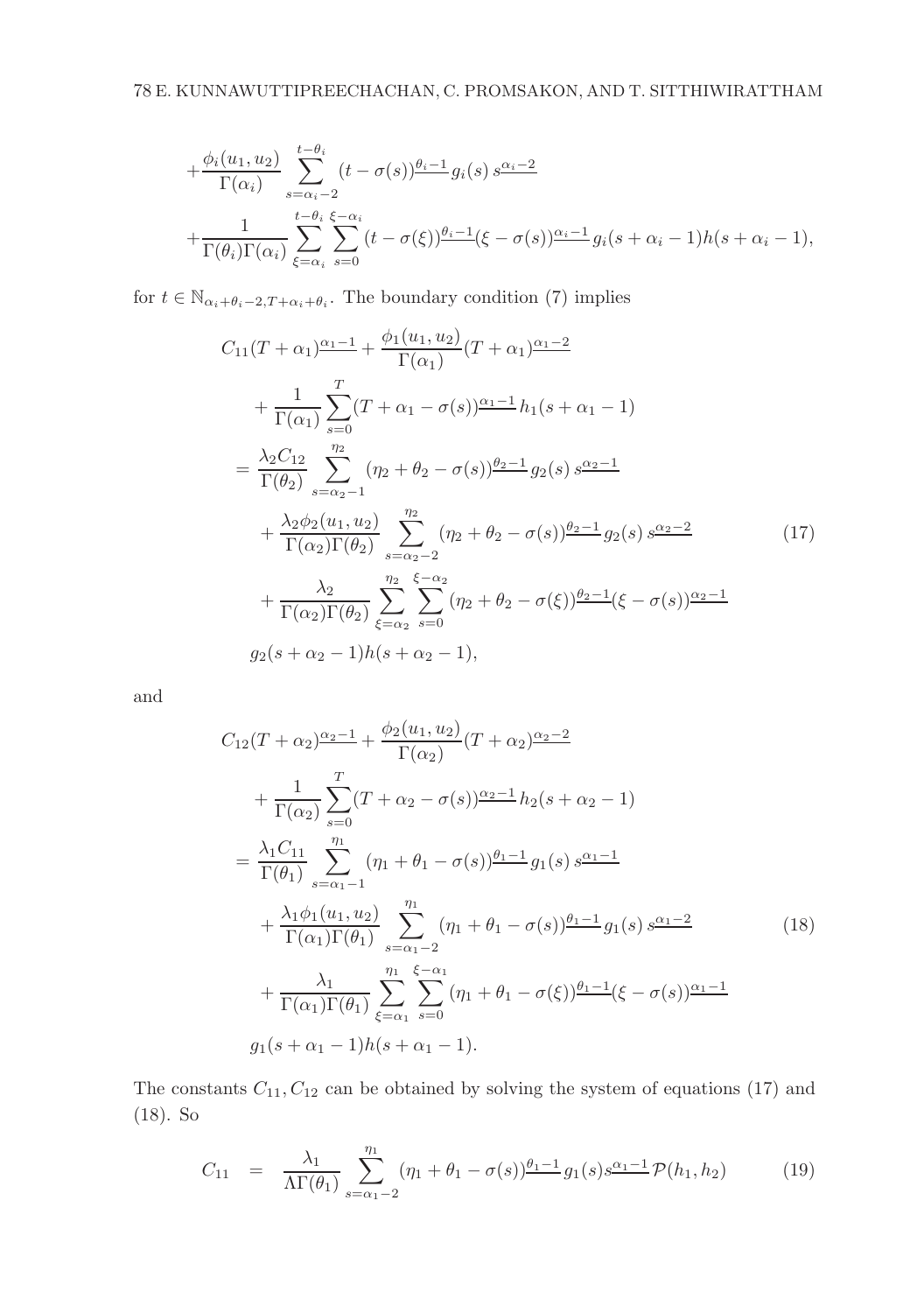$$
+\frac{\phi_i(u_1,u_2)}{\Gamma(\alpha_i)}\sum_{s=\alpha_i-2}^{t-\theta_i}(t-\sigma(s))^{\underline{\theta_i-1}}g_i(s)\,s^{\underline{\alpha_i-2}}
$$

$$
+\frac{1}{\Gamma(\theta_i)\Gamma(\alpha_i)}\sum_{\xi=\alpha_i}^{t-\theta_i}\sum_{s=0}^{\xi-\alpha_i}(t-\sigma(\xi))^{\underline{\theta_i-1}}(\xi-\sigma(s))^{\underline{\alpha_i-1}}g_i(s+\alpha_i-1)h(s+\alpha_i-1),
$$

for $t \in \mathbb{N}_{\alpha_i+\theta_i-2,T+\alpha_i+\theta_i}$. The boundary condition (7) implies

$$
\begin{aligned}
&C_{11}(T+\alpha_1)^{\underline{\alpha_1-1}}+\frac{\phi_1(u_1,u_2)}{\Gamma(\alpha_1)}(T+\alpha_1)^{\underline{\alpha_1-2}}\\
&\quad+\frac{1}{\Gamma(\alpha_1)}\sum_{s=0}^{T}(T+\alpha_1-\sigma(s))^{\underline{\alpha_1-1}}h_1(s+\alpha_1-1)\\
&=\frac{\lambda_2 C_{12}}{\Gamma(\theta_2)}\sum_{s=\alpha_2-1}^{\eta_2}(\eta_2+\theta_2-\sigma(s))^{\underline{\theta_2-1}}g_2(s)\,s^{\underline{\alpha_2-1}}\\
&\quad+\frac{\lambda_2\phi_2(u_1,u_2)}{\Gamma(\alpha_2)\Gamma(\theta_2)}\sum_{s=\alpha_2-2}^{\eta_2}(\eta_2+\theta_2-\sigma(s))^{\underline{\theta_2-1}}g_2(s)\,s^{\underline{\alpha_2-2}} \qquad (17)\\
&\quad+\frac{\lambda_2}{\Gamma(\alpha_2)\Gamma(\theta_2)}\sum_{\xi=\alpha_2}^{\eta_2}\sum_{s=0}^{\xi-\alpha_2}(\eta_2+\theta_2-\sigma(\xi))^{\underline{\theta_2-1}}(\xi-\sigma(s))^{\underline{\alpha_2-1}}\\
&\quad g_2(s+\alpha_2-1)h(s+\alpha_2-1),
\end{aligned}
$$

and

$$
\begin{aligned}
&C_{12}(T+\alpha_2)^{\underline{\alpha_2-1}}+\frac{\phi_2(u_1,u_2)}{\Gamma(\alpha_2)}(T+\alpha_2)^{\underline{\alpha_2-2}}\\
&\quad+\frac{1}{\Gamma(\alpha_2)}\sum_{s=0}^{T}(T+\alpha_2-\sigma(s))^{\underline{\alpha_2-1}}h_2(s+\alpha_2-1)\\
&=\frac{\lambda_1 C_{11}}{\Gamma(\theta_1)}\sum_{s=\alpha_1-1}^{\eta_1}(\eta_1+\theta_1-\sigma(s))^{\underline{\theta_1-1}}g_1(s)\,s^{\underline{\alpha_1-1}}\\
&\quad+\frac{\lambda_1\phi_1(u_1,u_2)}{\Gamma(\alpha_1)\Gamma(\theta_1)}\sum_{s=\alpha_1-2}^{\eta_1}(\eta_1+\theta_1-\sigma(s))^{\underline{\theta_1-1}}g_1(s)\,s^{\underline{\alpha_1-2}} \qquad (18)\\
&\quad+\frac{\lambda_1}{\Gamma(\alpha_1)\Gamma(\theta_1)}\sum_{\xi=\alpha_1}^{\eta_1}\sum_{s=0}^{\xi-\alpha_1}(\eta_1+\theta_1-\sigma(\xi))^{\underline{\theta_1-1}}(\xi-\sigma(s))^{\underline{\alpha_1-1}}\\
&\quad g_1(s+\alpha_1-1)h(s+\alpha_1-1).
\end{aligned}
$$

The constants $C_{11}, C_{12}$ can be obtained by solving the system of equations (17) and (18). So

$$
C_{11} \;=\; \frac{\lambda_1}{\Lambda\Gamma(\theta_1)}\sum_{s=\alpha_1-2}^{\eta_1}(\eta_1+\theta_1-\sigma(s))^{\underline{\theta_1-1}}g_1(s)s^{\underline{\alpha_1-1}}\mathcal{P}(h_1,h_2) \qquad (19)
$$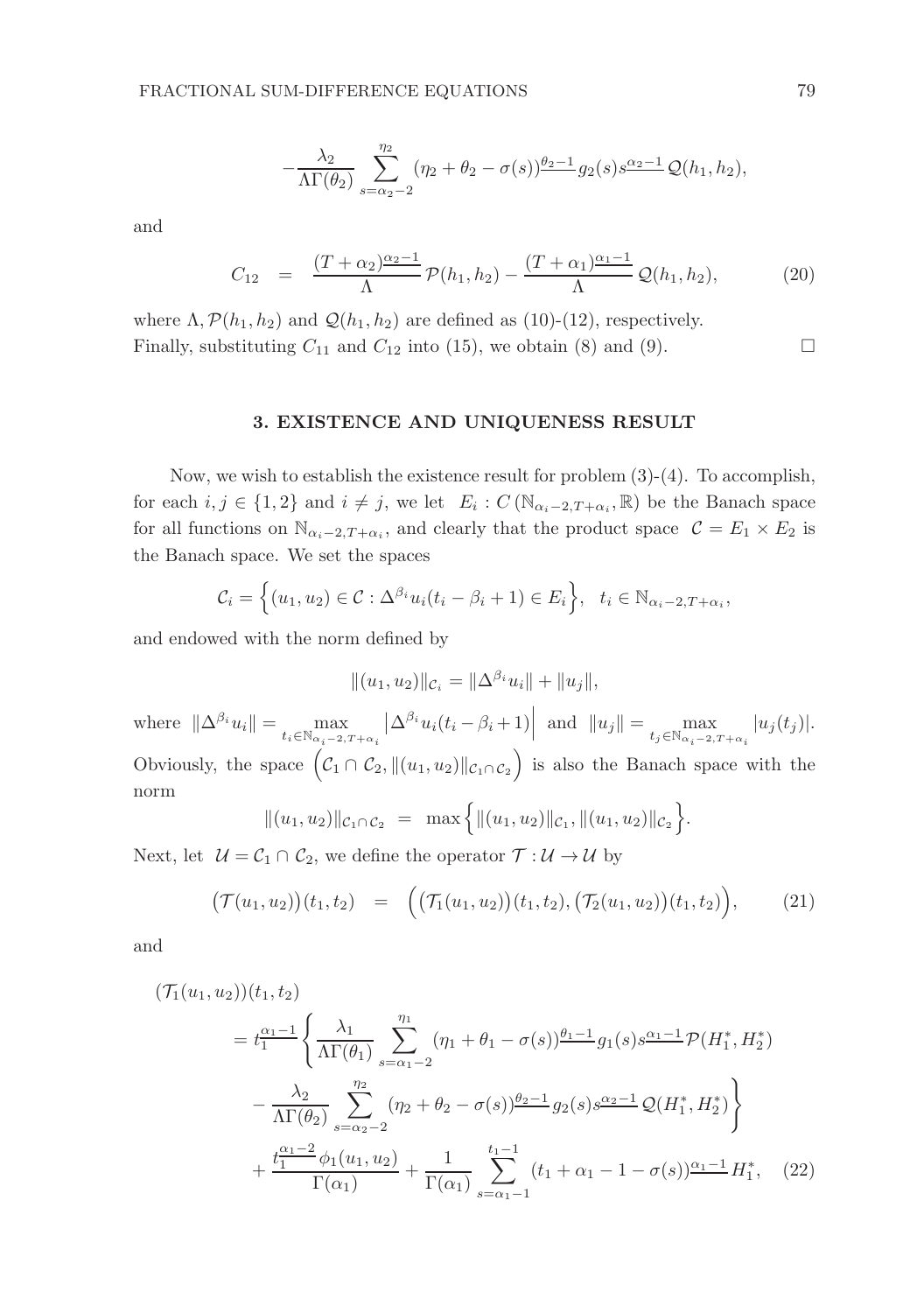$$-\frac{\lambda_2}{\Lambda\Gamma(\theta_2)} \sum_{s=\alpha_2-2}^{\eta_2} (\eta_2+\theta_2-\sigma(s))^{\underline{\theta_2-1}} g_2(s) s^{\underline{\alpha_2-1}} \mathcal{Q}(h_1,h_2),$$

and

$$C_{12} \;\; = \;\; \frac{(T+\alpha_2)^{\underline{\alpha_2-1}}}{\Lambda}\,\mathcal{P}(h_1,h_2) - \frac{(T+\alpha_1)^{\underline{\alpha_1-1}}}{\Lambda}\,\mathcal{Q}(h_1,h_2), \tag{20}$$

where $\Lambda, \mathcal{P}(h_1,h_2)$ and $\mathcal{Q}(h_1,h_2)$ are defined as (10)-(12), respectively.
Finally, substituting $C_{11}$ and $C_{12}$ into (15), we obtain (8) and (9). $\square$

## 3. EXISTENCE AND UNIQUENESS RESULT

Now, we wish to establish the existence result for problem (3)-(4). To accomplish, for each $i,j \in \{1,2\}$ and $i \neq j$, we let $E_i : C(\mathbb{N}_{\alpha_i-2,T+\alpha_i}, \mathbb{R})$ be the Banach space for all functions on $\mathbb{N}_{\alpha_i-2,T+\alpha_i}$, and clearly that the product space $\mathcal{C} = E_1 \times E_2$ is the Banach space. We set the spaces

$$\mathcal{C}_i = \Big\{(u_1,u_2) \in \mathcal{C} : \Delta^{\beta_i} u_i(t_i - \beta_i + 1) \in E_i\Big\}, \quad t_i \in \mathbb{N}_{\alpha_i-2,T+\alpha_i},$$

and endowed with the norm defined by

$$\|(u_1,u_2)\|_{\mathcal{C}_i} = \|\Delta^{\beta_i} u_i\| + \|u_j\|,$$

where $\|\Delta^{\beta_i} u_i\| = \max_{t_i \in \mathbb{N}_{\alpha_i-2,T+\alpha_i}} \left|\Delta^{\beta_i} u_i(t_i - \beta_i + 1)\right|$ and $\|u_j\| = \max_{t_j \in \mathbb{N}_{\alpha_i-2,T+\alpha_i}} |u_j(t_j)|$.
Obviously, the space $\Big(\mathcal{C}_1 \cap \mathcal{C}_2, \|(u_1,u_2)\|_{\mathcal{C}_1\cap\mathcal{C}_2}\Big)$ is also the Banach space with the norm

$$\|(u_1,u_2)\|_{\mathcal{C}_1\cap\mathcal{C}_2} \;\; = \;\; \max\Big\{\|(u_1,u_2)\|_{\mathcal{C}_1}, \|(u_1,u_2)\|_{\mathcal{C}_2}\Big\}.$$

Next, let $\mathcal{U} = \mathcal{C}_1 \cap \mathcal{C}_2$, we define the operator $\mathcal{T} : \mathcal{U} \to \mathcal{U}$ by

$$\big(\mathcal{T}(u_1,u_2)\big)(t_1,t_2) \;\; = \;\; \Big(\big(\mathcal{T}_1(u_1,u_2)\big)(t_1,t_2), \big(\mathcal{T}_2(u_1,u_2)\big)(t_1,t_2)\Big), \tag{21}$$

and

$$\begin{aligned}
&(\mathcal{T}_1(u_1,u_2))(t_1,t_2) \\
&\quad = t_1^{\underline{\alpha_1-1}} \Bigg\{ \frac{\lambda_1}{\Lambda\Gamma(\theta_1)} \sum_{s=\alpha_1-2}^{\eta_1} (\eta_1+\theta_1-\sigma(s))^{\underline{\theta_1-1}} g_1(s) s^{\underline{\alpha_1-1}} \mathcal{P}(H_1^*, H_2^*) \\
&\quad\quad - \frac{\lambda_2}{\Lambda\Gamma(\theta_2)} \sum_{s=\alpha_2-2}^{\eta_2} (\eta_2+\theta_2-\sigma(s))^{\underline{\theta_2-1}} g_2(s) s^{\underline{\alpha_2-1}} \mathcal{Q}(H_1^*, H_2^*) \Bigg\} \\
&\quad\quad + \frac{t_1^{\underline{\alpha_1-2}} \phi_1(u_1,u_2)}{\Gamma(\alpha_1)} + \frac{1}{\Gamma(\alpha_1)} \sum_{s=\alpha_1-1}^{t_1-1} (t_1+\alpha_1-1-\sigma(s))^{\underline{\alpha_1-1}} H_1^*,
\end{aligned} \tag{22}$$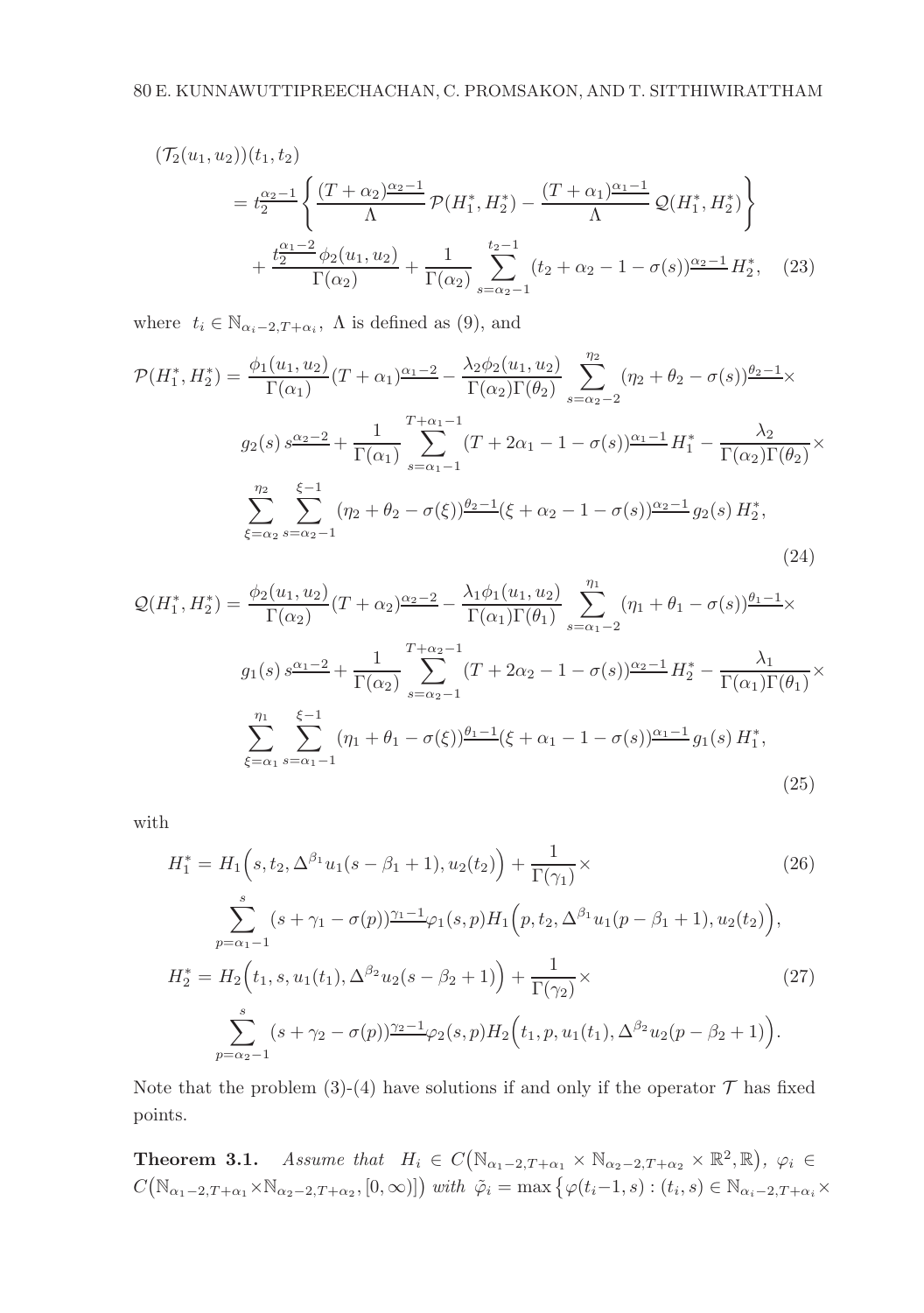$$
\begin{aligned}
(\mathcal{T}_2(u_1,u_2))(t_1,t_2) &= t_2^{\underline{\alpha_2-1}}\left\{\frac{(T+\alpha_2)^{\underline{\alpha_2-1}}}{\Lambda}\,\mathcal{P}(H_1^*,H_2^*)-\frac{(T+\alpha_1)^{\underline{\alpha_1-1}}}{\Lambda}\,\mathcal{Q}(H_1^*,H_2^*)\right\}\\
&\quad+\frac{t_2^{\underline{\alpha_1-2}}\phi_2(u_1,u_2)}{\Gamma(\alpha_2)}+\frac{1}{\Gamma(\alpha_2)}\sum_{s=\alpha_2-1}^{t_2-1}(t_2+\alpha_2-1-\sigma(s))^{\underline{\alpha_2-1}}H_2^*, \qquad (23)
\end{aligned}
$$

where $t_i \in \mathbb{N}_{\alpha_i-2,T+\alpha_i}$, $\Lambda$ is defined as (9), and

$$
\begin{aligned}
\mathcal{P}(H_1^*,H_2^*) &= \frac{\phi_1(u_1,u_2)}{\Gamma(\alpha_1)}(T+\alpha_1)^{\underline{\alpha_1-2}}-\frac{\lambda_2\phi_2(u_1,u_2)}{\Gamma(\alpha_2)\Gamma(\theta_2)}\sum_{s=\alpha_2-2}^{\eta_2}(\eta_2+\theta_2-\sigma(s))^{\underline{\theta_2-1}}\times\\
&\quad g_2(s)\,s^{\underline{\alpha_2-2}}+\frac{1}{\Gamma(\alpha_1)}\sum_{s=\alpha_1-1}^{T+\alpha_1-1}(T+2\alpha_1-1-\sigma(s))^{\underline{\alpha_1-1}}H_1^*-\frac{\lambda_2}{\Gamma(\alpha_2)\Gamma(\theta_2)}\times\\
&\quad\sum_{\xi=\alpha_2}^{\eta_2}\sum_{s=\alpha_2-1}^{\xi-1}(\eta_2+\theta_2-\sigma(\xi))^{\underline{\theta_2-1}}(\xi+\alpha_2-1-\sigma(s))^{\underline{\alpha_2-1}}g_2(s)\,H_2^*, \qquad (24)
\end{aligned}
$$

$$
\begin{aligned}
\mathcal{Q}(H_1^*,H_2^*) &= \frac{\phi_2(u_1,u_2)}{\Gamma(\alpha_2)}(T+\alpha_2)^{\underline{\alpha_2-2}}-\frac{\lambda_1\phi_1(u_1,u_2)}{\Gamma(\alpha_1)\Gamma(\theta_1)}\sum_{s=\alpha_1-2}^{\eta_1}(\eta_1+\theta_1-\sigma(s))^{\underline{\theta_1-1}}\times\\
&\quad g_1(s)\,s^{\underline{\alpha_1-2}}+\frac{1}{\Gamma(\alpha_2)}\sum_{s=\alpha_2-1}^{T+\alpha_2-1}(T+2\alpha_2-1-\sigma(s))^{\underline{\alpha_2-1}}H_2^*-\frac{\lambda_1}{\Gamma(\alpha_1)\Gamma(\theta_1)}\times\\
&\quad\sum_{\xi=\alpha_1}^{\eta_1}\sum_{s=\alpha_1-1}^{\xi-1}(\eta_1+\theta_1-\sigma(\xi))^{\underline{\theta_1-1}}(\xi+\alpha_1-1-\sigma(s))^{\underline{\alpha_1-1}}g_1(s)\,H_1^*, \qquad (25)
\end{aligned}
$$

with

$$
\begin{aligned}
H_1^* &= H_1\Big(s,t_2,\Delta^{\beta_1}u_1(s-\beta_1+1),u_2(t_2)\Big)+\frac{1}{\Gamma(\gamma_1)}\times \qquad (26)\\
&\quad\sum_{p=\alpha_1-1}^{s}(s+\gamma_1-\sigma(p))^{\underline{\gamma_1-1}}\varphi_1(s,p)H_1\Big(p,t_2,\Delta^{\beta_1}u_1(p-\beta_1+1),u_2(t_2)\Big),\\
H_2^* &= H_2\Big(t_1,s,u_1(t_1),\Delta^{\beta_2}u_2(s-\beta_2+1)\Big)+\frac{1}{\Gamma(\gamma_2)}\times \qquad (27)\\
&\quad\sum_{p=\alpha_2-1}^{s}(s+\gamma_2-\sigma(p))^{\underline{\gamma_2-1}}\varphi_2(s,p)H_2\Big(t_1,p,u_1(t_1),\Delta^{\beta_2}u_2(p-\beta_2+1)\Big).
\end{aligned}
$$

Note that the problem (3)-(4) have solutions if and only if the operator $\mathcal{T}$ has fixed points.

**Theorem 3.1.** *Assume that* $H_i \in C\big(\mathbb{N}_{\alpha_1-2,T+\alpha_1}\times\mathbb{N}_{\alpha_2-2,T+\alpha_2}\times\mathbb{R}^2,\mathbb{R}\big)$, $\varphi_i \in C\big(\mathbb{N}_{\alpha_1-2,T+\alpha_1}\times\mathbb{N}_{\alpha_2-2,T+\alpha_2},[0,\infty)\big]\big)$ *with* $\tilde{\varphi}_i = \max\big\{\varphi(t_i-1,s) : (t_i,s)\in\mathbb{N}_{\alpha_i-2,T+\alpha_i}\times$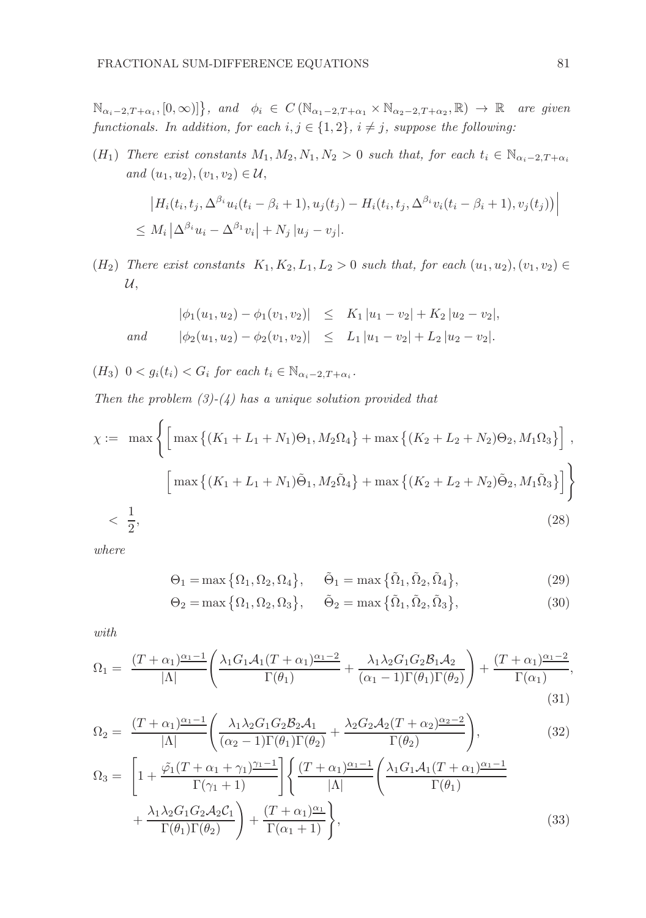$\mathbb{N}_{\alpha_i-2,T+\alpha_i}, [0,\infty)]\}$, *and* $\phi_i \in C(\mathbb{N}_{\alpha_1-2,T+\alpha_1} \times \mathbb{N}_{\alpha_2-2,T+\alpha_2}, \mathbb{R}) \to \mathbb{R}$ *are given functionals. In addition, for each* $i, j \in \{1,2\}$, $i \neq j$, *suppose the following:*

$(H_1)$ *There exist constants* $M_1, M_2, N_1, N_2 > 0$ *such that, for each* $t_i \in \mathbb{N}_{\alpha_i-2,T+\alpha_i}$ *and* $(u_1,u_2),(v_1,v_2) \in \mathcal{U}$,

$$\begin{aligned}
&\left|H_i(t_i,t_j,\Delta^{\beta_i}u_i(t_i-\beta_i+1),u_j(t_j)) - H_i(t_i,t_j,\Delta^{\beta_i}v_i(t_i-\beta_i+1),v_j(t_j))\right| \\
&\leq M_i\left|\Delta^{\beta_i}u_i - \Delta^{\beta_1}v_i\right| + N_j\,|u_j - v_j|.
\end{aligned}$$

$(H_2)$ *There exist constants* $K_1, K_2, L_1, L_2 > 0$ *such that, for each* $(u_1,u_2),(v_1,v_2) \in \mathcal{U}$,

$$\begin{aligned}
|\phi_1(u_1,u_2) - \phi_1(v_1,v_2)| &\leq K_1\,|u_1 - v_2| + K_2\,|u_2 - v_2|, \\
\text{and} \qquad |\phi_2(u_1,u_2) - \phi_2(v_1,v_2)| &\leq L_1\,|u_1 - v_2| + L_2\,|u_2 - v_2|.
\end{aligned}$$

$(H_3)$ $0 < g_i(t_i) < G_i$ *for each* $t_i \in \mathbb{N}_{\alpha_i-2,T+\alpha_i}$.

*Then the problem (3)-(4) has a unique solution provided that*

$$\begin{aligned}
\chi := \ &\max\Bigg\{\Big[\max\big\{(K_1+L_1+N_1)\Theta_1, M_2\Omega_4\big\} + \max\big\{(K_2+L_2+N_2)\Theta_2, M_1\Omega_3\big\}\Big]\,, \\
&\qquad \Big[\max\big\{(K_1+L_1+N_1)\tilde{\Theta}_1, M_2\tilde{\Omega}_4\big\} + \max\big\{(K_2+L_2+N_2)\tilde{\Theta}_2, M_1\tilde{\Omega}_3\big\}\Big]\Bigg\} \\
< \ &\frac{1}{2}, \qquad (28)
\end{aligned}$$

*where*

$$\Theta_1 = \max\big\{\Omega_1,\Omega_2,\Omega_4\big\}, \qquad \tilde{\Theta}_1 = \max\big\{\tilde{\Omega}_1,\tilde{\Omega}_2,\tilde{\Omega}_4\big\}, \qquad (29)$$

$$\Theta_2 = \max\big\{\Omega_1,\Omega_2,\Omega_3\big\}, \qquad \tilde{\Theta}_2 = \max\big\{\tilde{\Omega}_1,\tilde{\Omega}_2,\tilde{\Omega}_3\big\}, \qquad (30)$$

*with*

$$\Omega_1 = \frac{(T+\alpha_1)^{\underline{\alpha_1-1}}}{|\Lambda|}\left(\frac{\lambda_1 G_1 \mathcal{A}_1 (T+\alpha_1)^{\underline{\alpha_1-2}}}{\Gamma(\theta_1)} + \frac{\lambda_1\lambda_2 G_1 G_2 \mathcal{B}_1 \mathcal{A}_2}{(\alpha_1-1)\Gamma(\theta_1)\Gamma(\theta_2)}\right) + \frac{(T+\alpha_1)^{\underline{\alpha_1-2}}}{\Gamma(\alpha_1)}, \qquad (31)$$

$$\Omega_2 = \frac{(T+\alpha_1)^{\underline{\alpha_1-1}}}{|\Lambda|}\left(\frac{\lambda_1\lambda_2 G_1 G_2 \mathcal{B}_2 \mathcal{A}_1}{(\alpha_2-1)\Gamma(\theta_1)\Gamma(\theta_2)} + \frac{\lambda_2 G_2 \mathcal{A}_2 (T+\alpha_2)^{\underline{\alpha_2-2}}}{\Gamma(\theta_2)}\right), \qquad (32)$$

$$\begin{aligned}
\Omega_3 = \ &\left[1 + \frac{\tilde{\varphi}_1 (T+\alpha_1+\gamma_1)^{\underline{\gamma_1-1}}}{\Gamma(\gamma_1+1)}\right]\left\{\frac{(T+\alpha_1)^{\underline{\alpha_1-1}}}{|\Lambda|}\left(\frac{\lambda_1 G_1 \mathcal{A}_1 (T+\alpha_1)^{\underline{\alpha_1-1}}}{\Gamma(\theta_1)}\right.\right. \\
&\left.\left. + \frac{\lambda_1\lambda_2 G_1 G_2 \mathcal{A}_2 \mathcal{C}_1}{\Gamma(\theta_1)\Gamma(\theta_2)}\right) + \frac{(T+\alpha_1)^{\underline{\alpha_1}}}{\Gamma(\alpha_1+1)}\right\}, \qquad (33)
\end{aligned}$$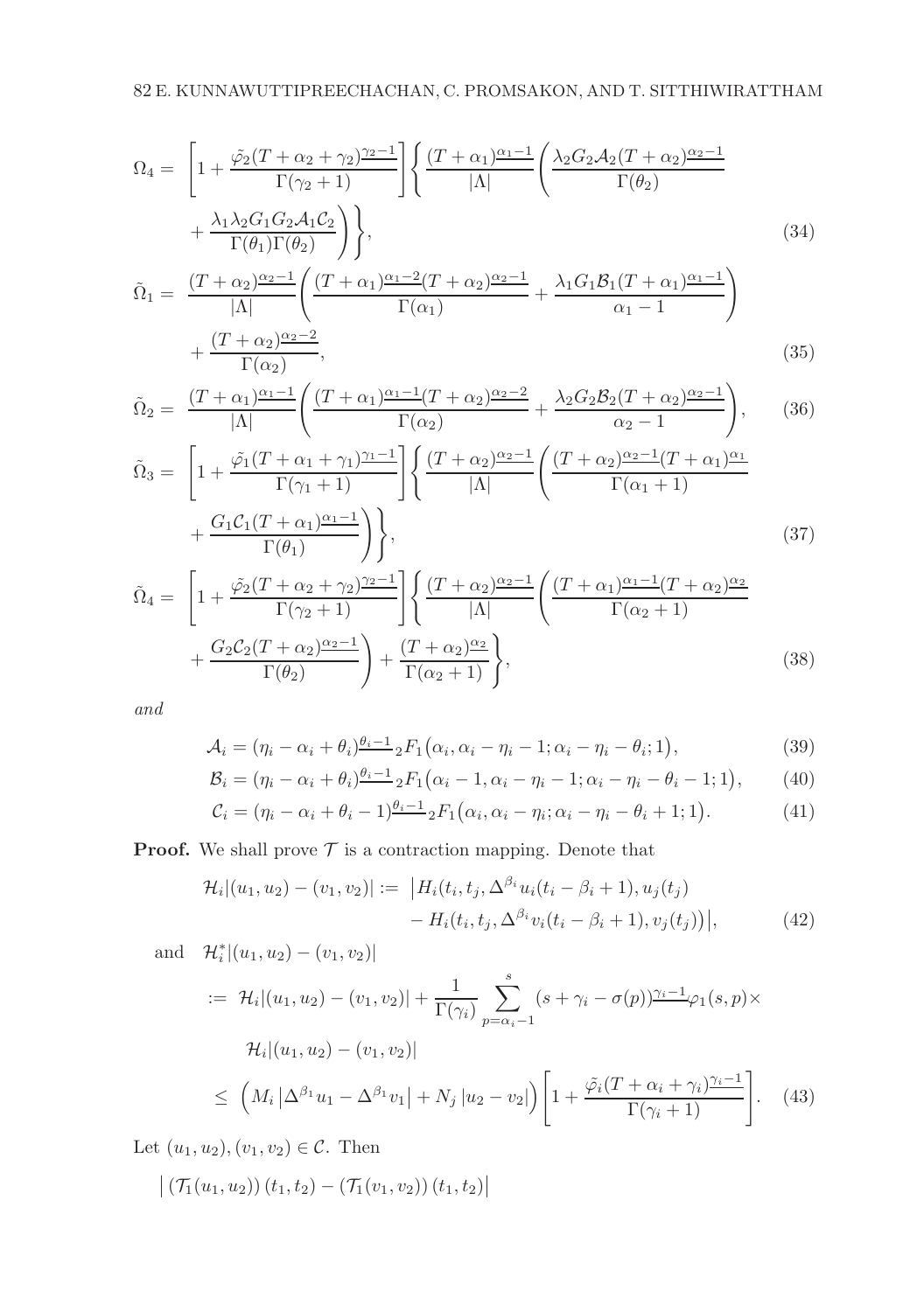$$\Omega_4 = \left[1+\frac{\tilde{\varphi_2}(T+\alpha_2+\gamma_2)^{\underline{\gamma_2-1}}}{\Gamma(\gamma_2+1)}\right]\left\{\frac{(T+\alpha_1)^{\underline{\alpha_1-1}}}{|\Lambda|}\left(\frac{\lambda_2 G_2\mathcal{A}_2(T+\alpha_2)^{\underline{\alpha_2-1}}}{\Gamma(\theta_2)} + \frac{\lambda_1\lambda_2 G_1 G_2\mathcal{A}_1\mathcal{C}_2}{\Gamma(\theta_1)\Gamma(\theta_2)}\right)\right\}, \tag{34}$$

$$\tilde{\Omega}_1 = \frac{(T+\alpha_2)^{\underline{\alpha_2-1}}}{|\Lambda|}\left(\frac{(T+\alpha_1)^{\underline{\alpha_1-2}}(T+\alpha_2)^{\underline{\alpha_2-1}}}{\Gamma(\alpha_1)} + \frac{\lambda_1 G_1\mathcal{B}_1(T+\alpha_1)^{\underline{\alpha_1-1}}}{\alpha_1-1}\right) + \frac{(T+\alpha_2)^{\underline{\alpha_2-2}}}{\Gamma(\alpha_2)}, \tag{35}$$

$$\tilde{\Omega}_2 = \frac{(T+\alpha_1)^{\underline{\alpha_1-1}}}{|\Lambda|}\left(\frac{(T+\alpha_1)^{\underline{\alpha_1-1}}(T+\alpha_2)^{\underline{\alpha_2-2}}}{\Gamma(\alpha_2)} + \frac{\lambda_2 G_2\mathcal{B}_2(T+\alpha_2)^{\underline{\alpha_2-1}}}{\alpha_2-1}\right), \tag{36}$$

$$\tilde{\Omega}_3 = \left[1+\frac{\tilde{\varphi_1}(T+\alpha_1+\gamma_1)^{\underline{\gamma_1-1}}}{\Gamma(\gamma_1+1)}\right]\left\{\frac{(T+\alpha_2)^{\underline{\alpha_2-1}}}{|\Lambda|}\left(\frac{(T+\alpha_2)^{\underline{\alpha_2-1}}(T+\alpha_1)^{\underline{\alpha_1}}}{\Gamma(\alpha_1+1)} + \frac{G_1\mathcal{C}_1(T+\alpha_1)^{\underline{\alpha_1-1}}}{\Gamma(\theta_1)}\right)\right\}, \tag{37}$$

$$\tilde{\Omega}_4 = \left[1+\frac{\tilde{\varphi_2}(T+\alpha_2+\gamma_2)^{\underline{\gamma_2-1}}}{\Gamma(\gamma_2+1)}\right]\left\{\frac{(T+\alpha_2)^{\underline{\alpha_2-1}}}{|\Lambda|}\left(\frac{(T+\alpha_1)^{\underline{\alpha_1-1}}(T+\alpha_2)^{\underline{\alpha_2}}}{\Gamma(\alpha_2+1)} + \frac{G_2\mathcal{C}_2(T+\alpha_2)^{\underline{\alpha_2-1}}}{\Gamma(\theta_2)}\right) + \frac{(T+\alpha_2)^{\underline{\alpha_2}}}{\Gamma(\alpha_2+1)}\right\}, \tag{38}$$

*and*

$$\mathcal{A}_i = (\eta_i-\alpha_i+\theta_i)^{\underline{\theta_i-1}}\,{}_2F_1\big(\alpha_i,\alpha_i-\eta_i-1;\alpha_i-\eta_i-\theta_i;1\big), \tag{39}$$

$$\mathcal{B}_i = (\eta_i-\alpha_i+\theta_i)^{\underline{\theta_i-1}}\,{}_2F_1\big(\alpha_i-1,\alpha_i-\eta_i-1;\alpha_i-\eta_i-\theta_i-1;1\big), \tag{40}$$

$$\mathcal{C}_i = (\eta_i-\alpha_i+\theta_i-1)^{\underline{\theta_i-1}}\,{}_2F_1\big(\alpha_i,\alpha_i-\eta_i;\alpha_i-\eta_i-\theta_i+1;1\big). \tag{41}$$

**Proof.** We shall prove $\mathcal{T}$ is a contraction mapping. Denote that

$$\mathcal{H}_i|(u_1,u_2)-(v_1,v_2)| := \big|H_i(t_i,t_j,\Delta^{\beta_i}u_i(t_i-\beta_i+1),u_j(t_j)) - H_i(t_i,t_j,\Delta^{\beta_i}v_i(t_i-\beta_i+1),v_j(t_j))\big|, \tag{42}$$

and $\mathcal{H}_i^*|(u_1,u_2)-(v_1,v_2)|$

$$\begin{aligned} &:= \mathcal{H}_i|(u_1,u_2)-(v_1,v_2)| + \frac{1}{\Gamma(\gamma_i)}\sum_{p=\alpha_i-1}^{s}(s+\gamma_i-\sigma(p))^{\underline{\gamma_i-1}}\varphi_1(s,p)\times \\ &\qquad \mathcal{H}_i|(u_1,u_2)-(v_1,v_2)| \\ &\leq \Big(M_i\left|\Delta^{\beta_1}u_1-\Delta^{\beta_1}v_1\right| + N_j\left|u_2-v_2\right|\Big)\left[1+\frac{\tilde{\varphi_i}(T+\alpha_i+\gamma_i)^{\underline{\gamma_i-1}}}{\Gamma(\gamma_i+1)}\right]. \end{aligned} \tag{43}$$

Let $(u_1,u_2),(v_1,v_2)\in\mathcal{C}$. Then

$\big|\left(\mathcal{T}_1(u_1,u_2)\right)(t_1,t_2) - \left(\mathcal{T}_1(v_1,v_2)\right)(t_1,t_2)\big|$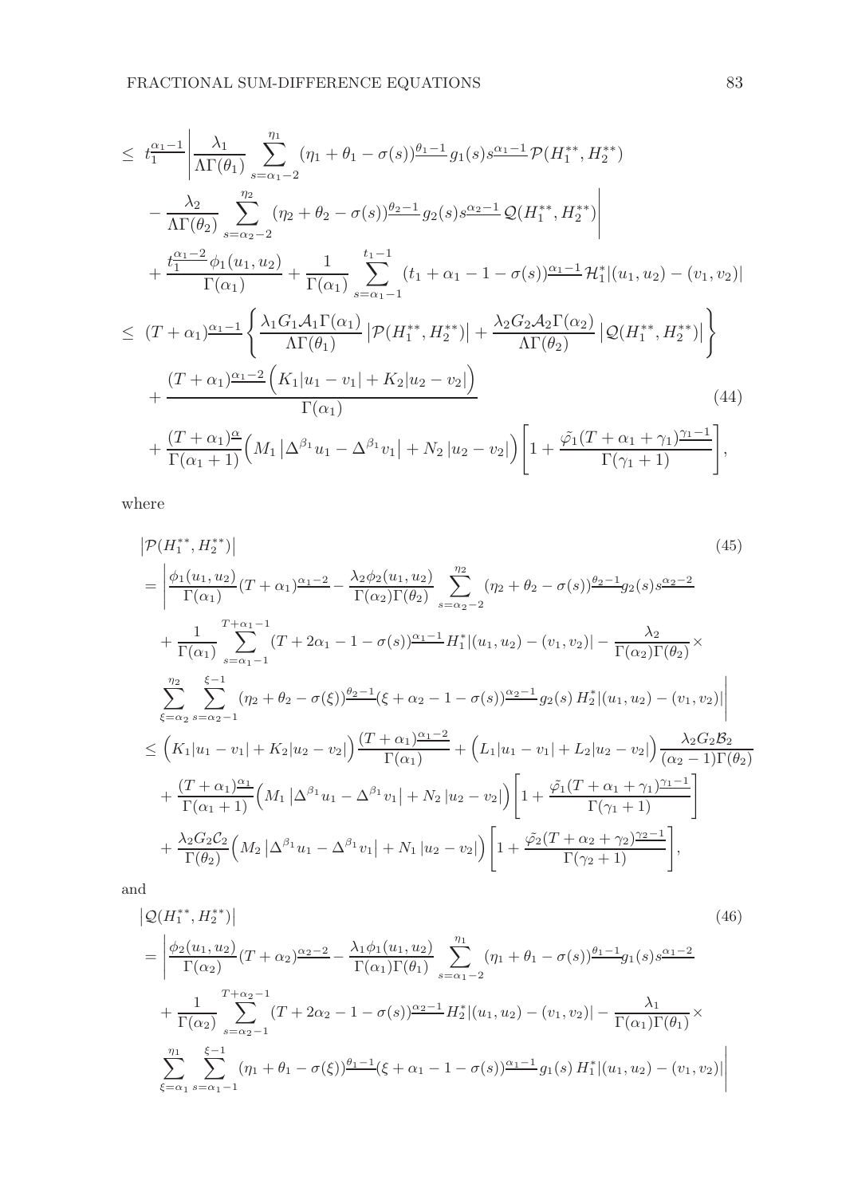$$
\begin{aligned}
&\leq t_1^{\underline{\alpha_1-1}}\left|\frac{\lambda_1}{\Lambda\Gamma(\theta_1)}\sum_{s=\alpha_1-2}^{\eta_1}(\eta_1+\theta_1-\sigma(s))^{\underline{\theta_1-1}}g_1(s)s^{\underline{\alpha_1-1}}\mathcal{P}(H_1^{**},H_2^{**})\right.\\
&\quad\left.-\frac{\lambda_2}{\Lambda\Gamma(\theta_2)}\sum_{s=\alpha_2-2}^{\eta_2}(\eta_2+\theta_2-\sigma(s))^{\underline{\theta_2-1}}g_2(s)s^{\underline{\alpha_2-1}}\mathcal{Q}(H_1^{**},H_2^{**})\right|\\
&\quad+\frac{t_1^{\underline{\alpha_1-2}}\phi_1(u_1,u_2)}{\Gamma(\alpha_1)}+\frac{1}{\Gamma(\alpha_1)}\sum_{s=\alpha_1-1}^{t_1-1}(t_1+\alpha_1-1-\sigma(s))^{\underline{\alpha_1-1}}\mathcal{H}_1^*|(u_1,u_2)-(v_1,v_2)|\\
&\leq (T+\alpha_1)^{\underline{\alpha_1-1}}\left\{\frac{\lambda_1G_1\mathcal{A}_1\Gamma(\alpha_1)}{\Lambda\Gamma(\theta_1)}\left|\mathcal{P}(H_1^{**},H_2^{**})\right|+\frac{\lambda_2G_2\mathcal{A}_2\Gamma(\alpha_2)}{\Lambda\Gamma(\theta_2)}\left|\mathcal{Q}(H_1^{**},H_2^{**})\right|\right\}\\
&\quad+\frac{(T+\alpha_1)^{\underline{\alpha_1-2}}\Big(K_1|u_1-v_1|+K_2|u_2-v_2|\Big)}{\Gamma(\alpha_1)} \qquad (44)\\
&\quad+\frac{(T+\alpha_1)^{\underline{\alpha}}}{\Gamma(\alpha_1+1)}\Big(M_1\left|\Delta^{\beta_1}u_1-\Delta^{\beta_1}v_1\right|+N_2\left|u_2-v_2\right|\Big)\left[1+\frac{\tilde{\varphi}_1(T+\alpha_1+\gamma_1)^{\underline{\gamma_1-1}}}{\Gamma(\gamma_1+1)}\right],
\end{aligned}
$$

where

$$
\begin{aligned}
&\left|\mathcal{P}(H_1^{**},H_2^{**})\right| \qquad (45)\\
&=\left|\frac{\phi_1(u_1,u_2)}{\Gamma(\alpha_1)}(T+\alpha_1)^{\underline{\alpha_1-2}}-\frac{\lambda_2\phi_2(u_1,u_2)}{\Gamma(\alpha_2)\Gamma(\theta_2)}\sum_{s=\alpha_2-2}^{\eta_2}(\eta_2+\theta_2-\sigma(s))^{\underline{\theta_2-1}}g_2(s)s^{\underline{\alpha_2-2}}\right.\\
&\quad+\frac{1}{\Gamma(\alpha_1)}\sum_{s=\alpha_1-1}^{T+\alpha_1-1}(T+2\alpha_1-1-\sigma(s))^{\underline{\alpha_1-1}}H_1^*|(u_1,u_2)-(v_1,v_2)|-\frac{\lambda_2}{\Gamma(\alpha_2)\Gamma(\theta_2)}\times\\
&\quad\left.\sum_{\xi=\alpha_2}^{\eta_2}\sum_{s=\alpha_2-1}^{\xi-1}(\eta_2+\theta_2-\sigma(\xi))^{\underline{\theta_2-1}}(\xi+\alpha_2-1-\sigma(s))^{\underline{\alpha_2-1}}g_2(s)\,H_2^*|(u_1,u_2)-(v_1,v_2)|\right|\\
&\leq\Big(K_1|u_1-v_1|+K_2|u_2-v_2|\Big)\frac{(T+\alpha_1)^{\underline{\alpha_1-2}}}{\Gamma(\alpha_1)}+\Big(L_1|u_1-v_1|+L_2|u_2-v_2|\Big)\frac{\lambda_2G_2\mathcal{B}_2}{(\alpha_2-1)\Gamma(\theta_2)}\\
&\quad+\frac{(T+\alpha_1)^{\underline{\alpha_1}}}{\Gamma(\alpha_1+1)}\Big(M_1\left|\Delta^{\beta_1}u_1-\Delta^{\beta_1}v_1\right|+N_2\left|u_2-v_2\right|\Big)\left[1+\frac{\tilde{\varphi}_1(T+\alpha_1+\gamma_1)^{\underline{\gamma_1-1}}}{\Gamma(\gamma_1+1)}\right]\\
&\quad+\frac{\lambda_2G_2\mathcal{C}_2}{\Gamma(\theta_2)}\Big(M_2\left|\Delta^{\beta_1}u_1-\Delta^{\beta_1}v_1\right|+N_1\left|u_2-v_2\right|\Big)\left[1+\frac{\tilde{\varphi}_2(T+\alpha_2+\gamma_2)^{\underline{\gamma_2-1}}}{\Gamma(\gamma_2+1)}\right],
\end{aligned}
$$

and

$$
\begin{aligned}
&\left|\mathcal{Q}(H_1^{**},H_2^{**})\right| \qquad (46)\\
&=\left|\frac{\phi_2(u_1,u_2)}{\Gamma(\alpha_2)}(T+\alpha_2)^{\underline{\alpha_2-2}}-\frac{\lambda_1\phi_1(u_1,u_2)}{\Gamma(\alpha_1)\Gamma(\theta_1)}\sum_{s=\alpha_1-2}^{\eta_1}(\eta_1+\theta_1-\sigma(s))^{\underline{\theta_1-1}}g_1(s)s^{\underline{\alpha_1-2}}\right.\\
&\quad+\frac{1}{\Gamma(\alpha_2)}\sum_{s=\alpha_2-1}^{T+\alpha_2-1}(T+2\alpha_2-1-\sigma(s))^{\underline{\alpha_2-1}}H_2^*|(u_1,u_2)-(v_1,v_2)|-\frac{\lambda_1}{\Gamma(\alpha_1)\Gamma(\theta_1)}\times\\
&\quad\left.\sum_{\xi=\alpha_1}^{\eta_1}\sum_{s=\alpha_1-1}^{\xi-1}(\eta_1+\theta_1-\sigma(\xi))^{\underline{\theta_1-1}}(\xi+\alpha_1-1-\sigma(s))^{\underline{\alpha_1-1}}g_1(s)\,H_1^*|(u_1,u_2)-(v_1,v_2)|\right|
\end{aligned}
$$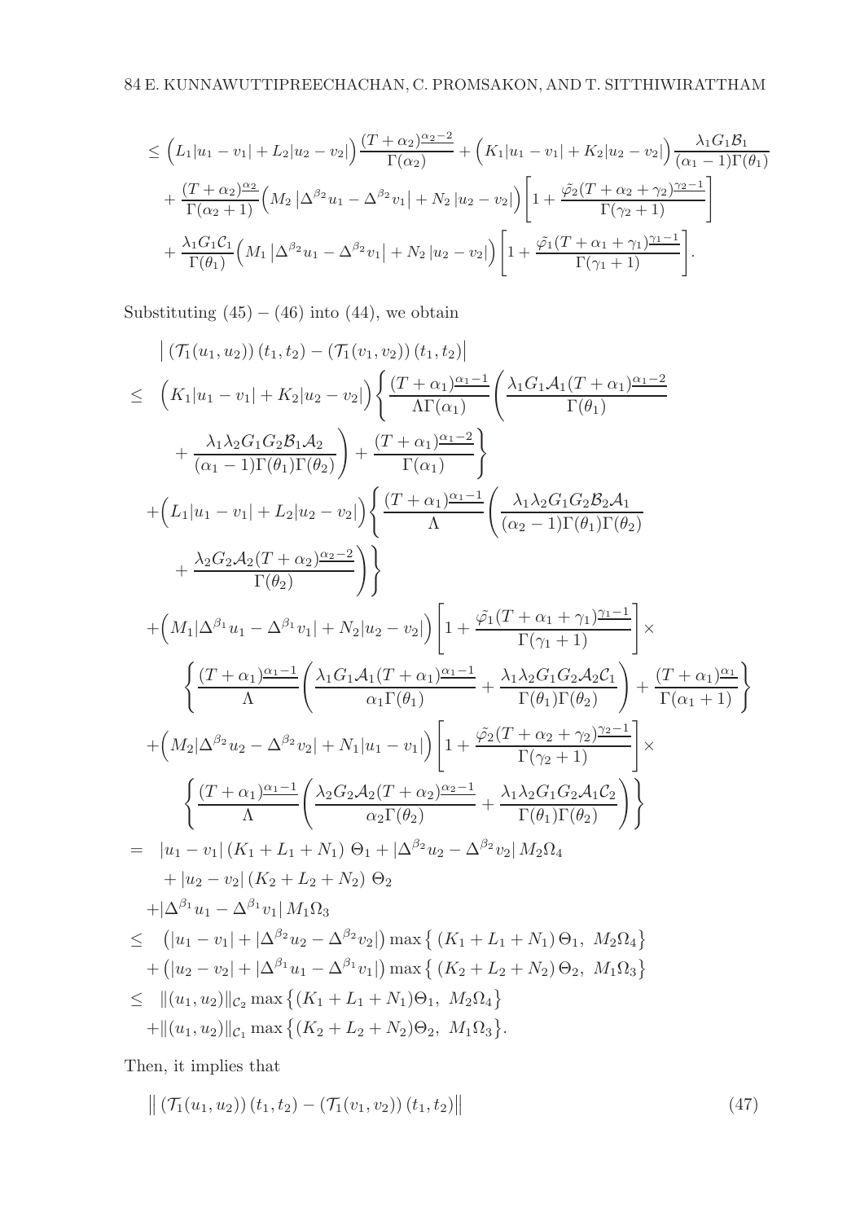$$
\begin{aligned}
&\le \Big(L_1|u_1-v_1|+L_2|u_2-v_2|\Big)\frac{(T+\alpha_2)^{\underline{\alpha_2-2}}}{\Gamma(\alpha_2)}+\Big(K_1|u_1-v_1|+K_2|u_2-v_2|\Big)\frac{\lambda_1 G_1\mathcal{B}_1}{(\alpha_1-1)\Gamma(\theta_1)}\\
&\quad+\frac{(T+\alpha_2)^{\underline{\alpha_2}}}{\Gamma(\alpha_2+1)}\Big(M_2\left|\Delta^{\beta_2}u_1-\Delta^{\beta_2}v_1\right|+N_2\left|u_2-v_2\right|\Big)\left[1+\frac{\tilde{\varphi}_2(T+\alpha_2+\gamma_2)^{\underline{\gamma_2-1}}}{\Gamma(\gamma_2+1)}\right]\\
&\quad+\frac{\lambda_1 G_1\mathcal{C}_1}{\Gamma(\theta_1)}\Big(M_1\left|\Delta^{\beta_2}u_1-\Delta^{\beta_2}v_1\right|+N_2\left|u_2-v_2\right|\Big)\left[1+\frac{\tilde{\varphi}_1(T+\alpha_1+\gamma_1)^{\underline{\gamma_1-1}}}{\Gamma(\gamma_1+1)}\right].
\end{aligned}
$$

Substituting (45) – (46) into (44), we obtain

$$
\begin{aligned}
&\left|\left(\mathcal{T}_1(u_1,u_2)\right)(t_1,t_2)-\left(\mathcal{T}_1(v_1,v_2)\right)(t_1,t_2)\right|\\
\le\ &\Big(K_1|u_1-v_1|+K_2|u_2-v_2|\Big)\left\{\frac{(T+\alpha_1)^{\underline{\alpha_1-1}}}{\Lambda\Gamma(\alpha_1)}\left(\frac{\lambda_1 G_1\mathcal{A}_1(T+\alpha_1)^{\underline{\alpha_1-2}}}{\Gamma(\theta_1)}\right.\right.\\
&\left.\left.+\frac{\lambda_1\lambda_2 G_1G_2\mathcal{B}_1\mathcal{A}_2}{(\alpha_1-1)\Gamma(\theta_1)\Gamma(\theta_2)}\right)+\frac{(T+\alpha_1)^{\underline{\alpha_1-2}}}{\Gamma(\alpha_1)}\right\}\\
&+\Big(L_1|u_1-v_1|+L_2|u_2-v_2|\Big)\left\{\frac{(T+\alpha_1)^{\underline{\alpha_1-1}}}{\Lambda}\left(\frac{\lambda_1\lambda_2 G_1G_2\mathcal{B}_2\mathcal{A}_1}{(\alpha_2-1)\Gamma(\theta_1)\Gamma(\theta_2)}\right.\right.\\
&\left.\left.+\frac{\lambda_2 G_2\mathcal{A}_2(T+\alpha_2)^{\underline{\alpha_2-2}}}{\Gamma(\theta_2)}\right)\right\}\\
&+\Big(M_1|\Delta^{\beta_1}u_1-\Delta^{\beta_1}v_1|+N_2|u_2-v_2|\Big)\left[1+\frac{\tilde{\varphi}_1(T+\alpha_1+\gamma_1)^{\underline{\gamma_1-1}}}{\Gamma(\gamma_1+1)}\right]\times\\
&\quad\left\{\frac{(T+\alpha_1)^{\underline{\alpha_1-1}}}{\Lambda}\left(\frac{\lambda_1 G_1\mathcal{A}_1(T+\alpha_1)^{\underline{\alpha_1-1}}}{\alpha_1\Gamma(\theta_1)}+\frac{\lambda_1\lambda_2 G_1G_2\mathcal{A}_2\mathcal{C}_1}{\Gamma(\theta_1)\Gamma(\theta_2)}\right)+\frac{(T+\alpha_1)^{\underline{\alpha_1}}}{\Gamma(\alpha_1+1)}\right\}\\
&+\Big(M_2|\Delta^{\beta_2}u_2-\Delta^{\beta_2}v_2|+N_1|u_1-v_1|\Big)\left[1+\frac{\tilde{\varphi}_2(T+\alpha_2+\gamma_2)^{\underline{\gamma_2-1}}}{\Gamma(\gamma_2+1)}\right]\times\\
&\quad\left\{\frac{(T+\alpha_1)^{\underline{\alpha_1-1}}}{\Lambda}\left(\frac{\lambda_2 G_2\mathcal{A}_2(T+\alpha_2)^{\underline{\alpha_2-1}}}{\alpha_2\Gamma(\theta_2)}+\frac{\lambda_1\lambda_2 G_1G_2\mathcal{A}_1\mathcal{C}_2}{\Gamma(\theta_1)\Gamma(\theta_2)}\right)\right\}\\
=\ &|u_1-v_1|\left(K_1+L_1+N_1\right)\Theta_1+|\Delta^{\beta_2}u_2-\Delta^{\beta_2}v_2|\,M_2\Omega_4\\
&+|u_2-v_2|\left(K_2+L_2+N_2\right)\Theta_2\\
&+|\Delta^{\beta_1}u_1-\Delta^{\beta_1}v_1|\,M_1\Omega_3\\
\le\ &\left(|u_1-v_1|+|\Delta^{\beta_2}u_2-\Delta^{\beta_2}v_2|\right)\max\left\{\left(K_1+L_1+N_1\right)\Theta_1,\ M_2\Omega_4\right\}\\
&+\left(|u_2-v_2|+|\Delta^{\beta_1}u_1-\Delta^{\beta_1}v_1|\right)\max\left\{\left(K_2+L_2+N_2\right)\Theta_2,\ M_1\Omega_3\right\}\\
\le\ &\|(u_1,u_2)\|_{\mathcal{C}_2}\max\left\{(K_1+L_1+N_1)\Theta_1,\ M_2\Omega_4\right\}\\
&+\|(u_1,u_2)\|_{\mathcal{C}_1}\max\left\{(K_2+L_2+N_2)\Theta_2,\ M_1\Omega_3\right\}.
\end{aligned}
$$

Then, it implies that

$$
\left\|\left(\mathcal{T}_1(u_1,u_2)\right)(t_1,t_2)-\left(\mathcal{T}_1(v_1,v_2)\right)(t_1,t_2)\right\| \tag{47}
$$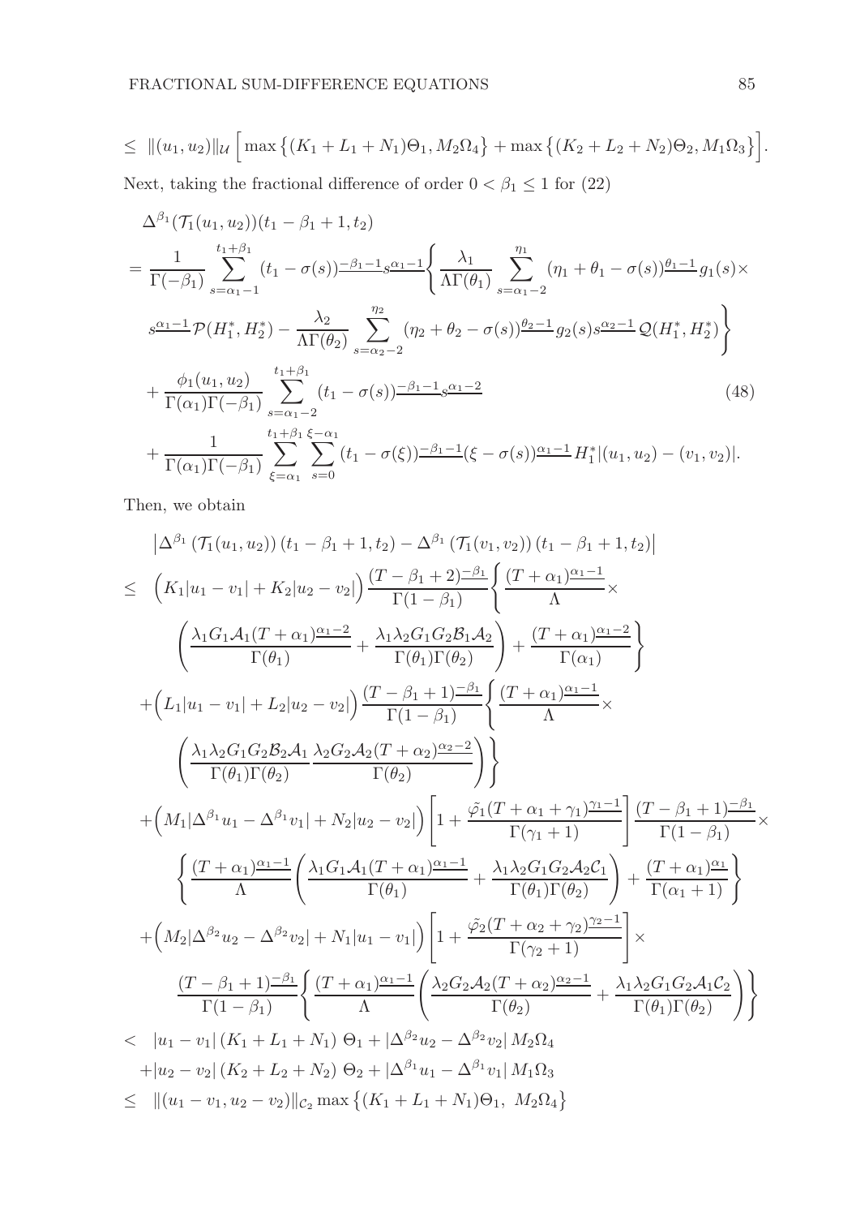$$\leq \|(u_1, u_2)\|_{\mathcal{U}} \Big[ \max\big\{(K_1 + L_1 + N_1)\Theta_1, M_2\Omega_4\big\} + \max\big\{(K_2 + L_2 + N_2)\Theta_2, M_1\Omega_3\big\}\Big].$$

Next, taking the fractional difference of order $0 < \beta_1 \leq 1$ for (22)

$$\begin{aligned}
&\Delta^{\beta_1}(\mathcal{T}_1(u_1, u_2))(t_1 - \beta_1 + 1, t_2) \\
&= \frac{1}{\Gamma(-\beta_1)} \sum_{s=\alpha_1-1}^{t_1+\beta_1} (t_1 - \sigma(s))^{\underline{-\beta_1-1}} s^{\underline{\alpha_1-1}} \Bigg\{ \frac{\lambda_1}{\Lambda\Gamma(\theta_1)} \sum_{s=\alpha_1-2}^{\eta_1} (\eta_1 + \theta_1 - \sigma(s))^{\underline{\theta_1-1}} g_1(s) \times \\
&\quad s^{\underline{\alpha_1-1}} \mathcal{P}(H_1^*, H_2^*) - \frac{\lambda_2}{\Lambda\Gamma(\theta_2)} \sum_{s=\alpha_2-2}^{\eta_2} (\eta_2 + \theta_2 - \sigma(s))^{\underline{\theta_2-1}} g_2(s) s^{\underline{\alpha_2-1}} \mathcal{Q}(H_1^*, H_2^*) \Bigg\} \\
&\quad + \frac{\phi_1(u_1, u_2)}{\Gamma(\alpha_1)\Gamma(-\beta_1)} \sum_{s=\alpha_1-2}^{t_1+\beta_1} (t_1 - \sigma(s))^{\underline{-\beta_1-1}} s^{\underline{\alpha_1-2}} \qquad\qquad (48) \\
&\quad + \frac{1}{\Gamma(\alpha_1)\Gamma(-\beta_1)} \sum_{\xi=\alpha_1}^{t_1+\beta_1} \sum_{s=0}^{\xi-\alpha_1} (t_1 - \sigma(\xi))^{\underline{-\beta_1-1}} (\xi - \sigma(s))^{\underline{\alpha_1-1}} H_1^* |(u_1, u_2) - (v_1, v_2)|.
\end{aligned}$$

Then, we obtain

$$\begin{aligned}
&\left|\Delta^{\beta_1}\left(\mathcal{T}_1(u_1, u_2)\right)(t_1 - \beta_1 + 1, t_2) - \Delta^{\beta_1}\left(\mathcal{T}_1(v_1, v_2)\right)(t_1 - \beta_1 + 1, t_2)\right| \\
\leq\; & \Big(K_1|u_1 - v_1| + K_2|u_2 - v_2|\Big) \frac{(T - \beta_1 + 2)^{\underline{-\beta_1}}}{\Gamma(1 - \beta_1)} \Bigg\{ \frac{(T + \alpha_1)^{\underline{\alpha_1-1}}}{\Lambda} \times \\
&\quad \left( \frac{\lambda_1 G_1 \mathcal{A}_1 (T + \alpha_1)^{\underline{\alpha_1-2}}}{\Gamma(\theta_1)} + \frac{\lambda_1\lambda_2 G_1 G_2 \mathcal{B}_1 \mathcal{A}_2}{\Gamma(\theta_1)\Gamma(\theta_2)} \right) + \frac{(T + \alpha_1)^{\underline{\alpha_1-2}}}{\Gamma(\alpha_1)} \Bigg\} \\
&+ \Big(L_1|u_1 - v_1| + L_2|u_2 - v_2|\Big) \frac{(T - \beta_1 + 1)^{\underline{-\beta_1}}}{\Gamma(1 - \beta_1)} \Bigg\{ \frac{(T + \alpha_1)^{\underline{\alpha_1-1}}}{\Lambda} \times \\
&\quad \left( \frac{\lambda_1\lambda_2 G_1 G_2 \mathcal{B}_2 \mathcal{A}_1}{\Gamma(\theta_1)\Gamma(\theta_2)} \frac{\lambda_2 G_2 \mathcal{A}_2 (T + \alpha_2)^{\underline{\alpha_2-2}}}{\Gamma(\theta_2)} \right) \Bigg\} \\
&+ \Big(M_1|\Delta^{\beta_1} u_1 - \Delta^{\beta_1} v_1| + N_2|u_2 - v_2|\Big) \left[ 1 + \frac{\tilde{\varphi}_1 (T + \alpha_1 + \gamma_1)^{\underline{\gamma_1-1}}}{\Gamma(\gamma_1 + 1)} \right] \frac{(T - \beta_1 + 1)^{\underline{-\beta_1}}}{\Gamma(1 - \beta_1)} \times \\
&\quad \left\{ \frac{(T + \alpha_1)^{\underline{\alpha_1-1}}}{\Lambda} \left( \frac{\lambda_1 G_1 \mathcal{A}_1 (T + \alpha_1)^{\underline{\alpha_1-1}}}{\Gamma(\theta_1)} + \frac{\lambda_1\lambda_2 G_1 G_2 \mathcal{A}_2 \mathcal{C}_1}{\Gamma(\theta_1)\Gamma(\theta_2)} \right) + \frac{(T + \alpha_1)^{\underline{\alpha_1}}}{\Gamma(\alpha_1 + 1)} \right\} \\
&+ \Big(M_2|\Delta^{\beta_2} u_2 - \Delta^{\beta_2} v_2| + N_1|u_1 - v_1|\Big) \left[ 1 + \frac{\tilde{\varphi}_2 (T + \alpha_2 + \gamma_2)^{\underline{\gamma_2-1}}}{\Gamma(\gamma_2 + 1)} \right] \times \\
&\quad \frac{(T - \beta_1 + 1)^{\underline{-\beta_1}}}{\Gamma(1 - \beta_1)} \left\{ \frac{(T + \alpha_1)^{\underline{\alpha_1-1}}}{\Lambda} \left( \frac{\lambda_2 G_2 \mathcal{A}_2 (T + \alpha_2)^{\underline{\alpha_2-1}}}{\Gamma(\theta_2)} + \frac{\lambda_1\lambda_2 G_1 G_2 \mathcal{A}_1 \mathcal{C}_2}{\Gamma(\theta_1)\Gamma(\theta_2)} \right) \right\} \\
<\; & |u_1 - v_1| \left(K_1 + L_1 + N_1\right) \Theta_1 + |\Delta^{\beta_2} u_2 - \Delta^{\beta_2} v_2|\, M_2\Omega_4 \\
&+ |u_2 - v_2| \left(K_2 + L_2 + N_2\right) \Theta_2 + |\Delta^{\beta_1} u_1 - \Delta^{\beta_1} v_1|\, M_1\Omega_3 \\
\leq\; & \|(u_1 - v_1, u_2 - v_2)\|_{\mathcal{C}_2} \max\big\{(K_1 + L_1 + N_1)\Theta_1,\; M_2\Omega_4\big\}
\end{aligned}$$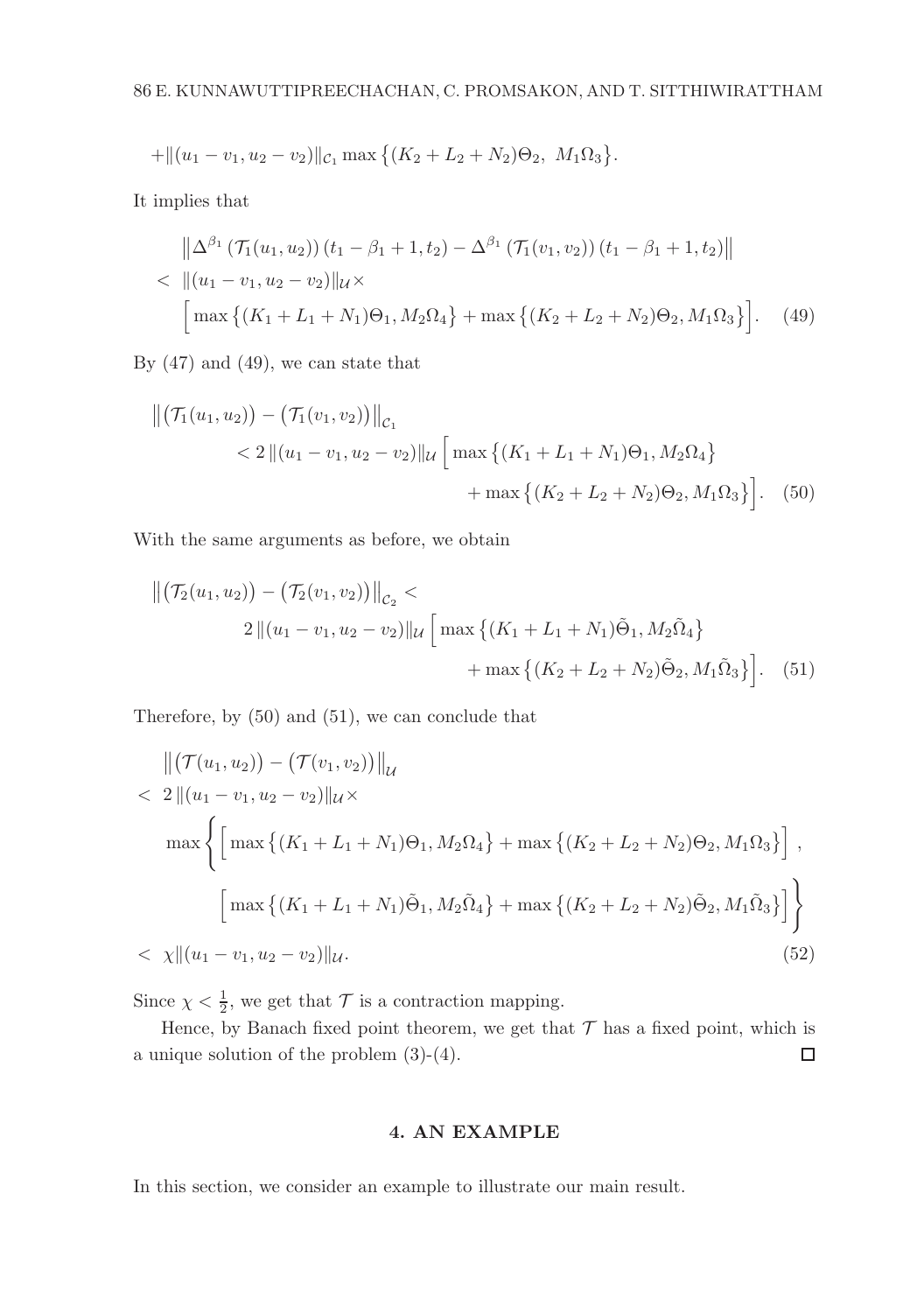$$+\|(u_1-v_1,u_2-v_2)\|_{\mathcal{C}_1}\max\big\{(K_2+L_2+N_2)\Theta_2,\ M_1\Omega_3\big\}.$$

It implies that

$$\begin{aligned}
&\left\|\Delta^{\beta_1}\left(\mathcal{T}_1(u_1,u_2)\right)(t_1-\beta_1+1,t_2)-\Delta^{\beta_1}\left(\mathcal{T}_1(v_1,v_2)\right)(t_1-\beta_1+1,t_2)\right\| \\
<\ &\|(u_1-v_1,u_2-v_2)\|_{\mathcal{U}}\times \\
&\Big[\max\big\{(K_1+L_1+N_1)\Theta_1,M_2\Omega_4\big\}+\max\big\{(K_2+L_2+N_2)\Theta_2,M_1\Omega_3\big\}\Big]. \qquad (49)
\end{aligned}$$

By (47) and (49), we can state that

$$\begin{aligned}
\big\|\big(\mathcal{T}_1(u_1,u_2)\big)-\big(\mathcal{T}_1(v_1,v_2)\big)\big\|_{\mathcal{C}_1} &\\
<2\,\|(u_1-v_1,u_2-v_2)\|_{\mathcal{U}}&\Big[\max\big\{(K_1+L_1+N_1)\Theta_1,M_2\Omega_4\big\} \\
&+\max\big\{(K_2+L_2+N_2)\Theta_2,M_1\Omega_3\big\}\Big]. \qquad (50)
\end{aligned}$$

With the same arguments as before, we obtain

$$\begin{aligned}
\big\|\big(\mathcal{T}_2(u_1,u_2)\big)-\big(\mathcal{T}_2(v_1,v_2)\big)\big\|_{\mathcal{C}_2}<&\\
2\,\|(u_1-v_1,u_2-v_2)\|_{\mathcal{U}}&\Big[\max\big\{(K_1+L_1+N_1)\tilde{\Theta}_1,M_2\tilde{\Omega}_4\big\} \\
&+\max\big\{(K_2+L_2+N_2)\tilde{\Theta}_2,M_1\tilde{\Omega}_3\big\}\Big]. \qquad (51)
\end{aligned}$$

Therefore, by (50) and (51), we can conclude that

$$\begin{aligned}
&\big\|\big(\mathcal{T}(u_1,u_2)\big)-\big(\mathcal{T}(v_1,v_2)\big)\big\|_{\mathcal{U}} \\
<\ &2\,\|(u_1-v_1,u_2-v_2)\|_{\mathcal{U}}\times \\
&\max\Bigg\{\Big[\max\big\{(K_1+L_1+N_1)\Theta_1,M_2\Omega_4\big\}+\max\big\{(K_2+L_2+N_2)\Theta_2,M_1\Omega_3\big\}\Big], \\
&\qquad\Big[\max\big\{(K_1+L_1+N_1)\tilde{\Theta}_1,M_2\tilde{\Omega}_4\big\}+\max\big\{(K_2+L_2+N_2)\tilde{\Theta}_2,M_1\tilde{\Omega}_3\big\}\Big]\Bigg\} \\
<\ &\chi\|(u_1-v_1,u_2-v_2)\|_{\mathcal{U}}. \qquad (52)
\end{aligned}$$

Since $\chi<\frac{1}{2}$, we get that $\mathcal{T}$ is a contraction mapping.

Hence, by Banach fixed point theorem, we get that $\mathcal{T}$ has a fixed point, which is a unique solution of the problem (3)-(4). $\square$

## 4. AN EXAMPLE

In this section, we consider an example to illustrate our main result.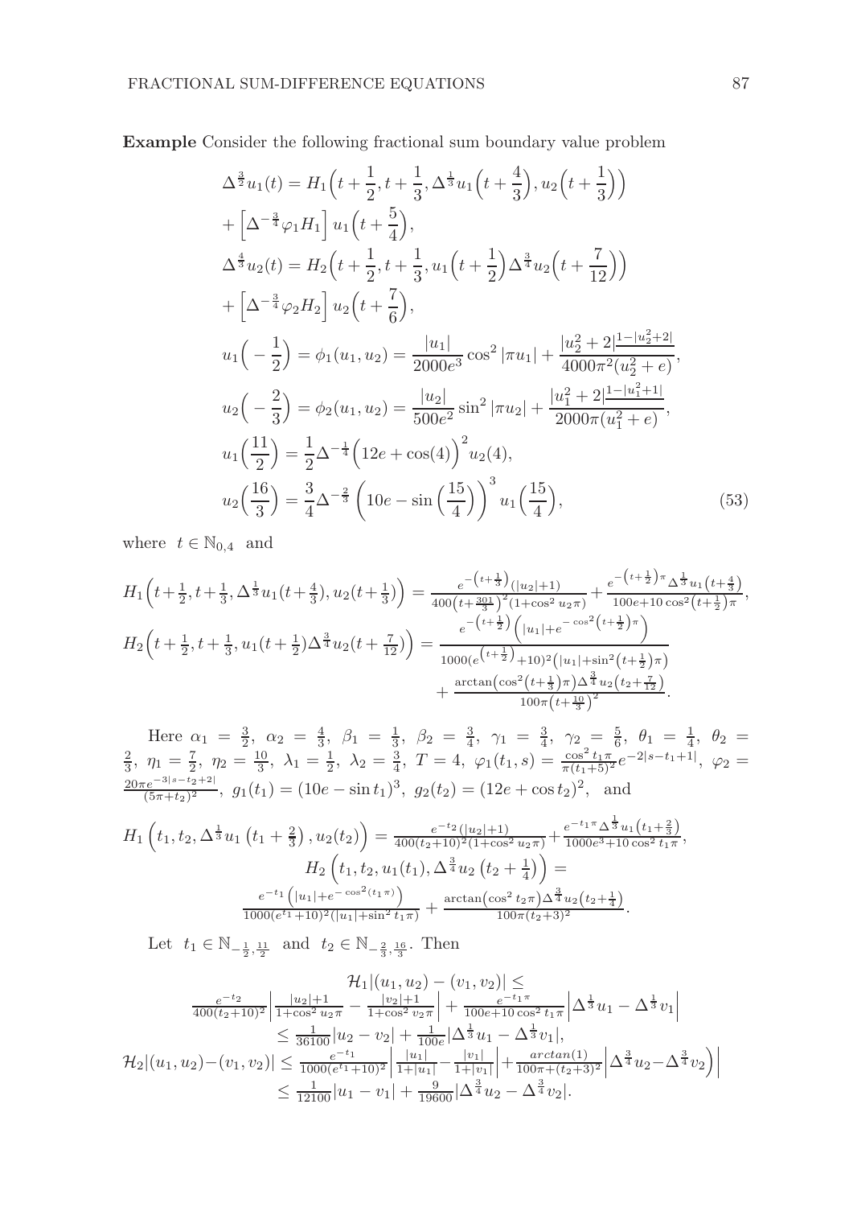**Example** Consider the following fractional sum boundary value problem

$$
\begin{aligned}
&\Delta^{\frac{3}{2}}u_1(t) = H_1\Big(t+\frac{1}{2}, t+\frac{1}{3}, \Delta^{\frac{1}{3}}u_1\Big(t+\frac{4}{3}\Big), u_2\Big(t+\frac{1}{3}\Big)\Big)\\
&+\Big[\Delta^{-\frac{3}{4}}\varphi_1 H_1\Big]\, u_1\Big(t+\frac{5}{4}\Big),\\
&\Delta^{\frac{4}{3}}u_2(t) = H_2\Big(t+\frac{1}{2}, t+\frac{1}{3}, u_1\Big(t+\frac{1}{2}\Big)\Delta^{\frac{3}{4}}u_2\Big(t+\frac{7}{12}\Big)\Big)\\
&+\Big[\Delta^{-\frac{3}{4}}\varphi_2 H_2\Big]\, u_2\Big(t+\frac{7}{6}\Big),\\
&u_1\Big(-\frac{1}{2}\Big) = \phi_1(u_1,u_2) = \frac{|u_1|}{2000e^3}\cos^2|\pi u_1| + \frac{|u_2^2+2|^{\frac{1-|u_2^2+2|}{}}}{4000\pi^2(u_2^2+e)},\\
&u_2\Big(-\frac{2}{3}\Big) = \phi_2(u_1,u_2) = \frac{|u_2|}{500e^2}\sin^2|\pi u_2| + \frac{|u_1^2+2|^{\frac{1-|u_1^2+1|}{}}}{2000\pi(u_1^2+e)},\\
&u_1\Big(\frac{11}{2}\Big) = \frac{1}{2}\Delta^{-\frac{1}{4}}\Big(12e+\cos(4)\Big)^2 u_2(4),\\
&u_2\Big(\frac{16}{3}\Big) = \frac{3}{4}\Delta^{-\frac{2}{3}}\left(10e-\sin\Big(\frac{15}{4}\Big)\right)^3 u_1\Big(\frac{15}{4}\Big),
\end{aligned}
\tag{53}
$$

where $t\in\mathbb{N}_{0,4}$ and

$$
H_1\Big(t+\tfrac{1}{2}, t+\tfrac{1}{3}, \Delta^{\frac{1}{3}}u_1(t+\tfrac{4}{3}), u_2(t+\tfrac{1}{3})\Big) = \frac{e^{-\left(t+\frac{1}{3}\right)}(|u_2|+1)}{400\left(t+\frac{301}{3}\right)^2(1+\cos^2 u_2\pi)} + \frac{e^{-\left(t+\frac{1}{2}\right)\pi}\Delta^{\frac{1}{3}}u_1\left(t+\frac{4}{3}\right)}{100e+10\cos^2\left(t+\frac{1}{2}\right)\pi},
$$

$$
H_2\Big(t+\tfrac{1}{2}, t+\tfrac{1}{3}, u_1(t+\tfrac{1}{2})\Delta^{\frac{3}{4}}u_2(t+\tfrac{7}{12})\Big) = \frac{e^{-\left(t+\frac{1}{2}\right)}\left(|u_1|+e^{-\cos^2\left(t+\frac{1}{2}\right)\pi}\right)}{1000(e^{\left(t+\frac{1}{2}\right)}+10)^2\left(|u_1|+\sin^2\left(t+\frac{1}{2}\right)\pi\right)} + \frac{\arctan\left(\cos^2\left(t+\frac{1}{3}\right)\pi\right)\Delta^{\frac{3}{4}}u_2\left(t_2+\frac{7}{12}\right)}{100\pi\left(t+\frac{10}{3}\right)^2}.
$$

Here $\alpha_1=\frac{3}{2}$, $\alpha_2=\frac{4}{3}$, $\beta_1=\frac{1}{3}$, $\beta_2=\frac{3}{4}$, $\gamma_1=\frac{3}{4}$, $\gamma_2=\frac{5}{6}$, $\theta_1=\frac{1}{4}$, $\theta_2=\frac{2}{3}$, $\eta_1=\frac{7}{2}$, $\eta_2=\frac{10}{3}$, $\lambda_1=\frac{1}{2}$, $\lambda_2=\frac{3}{4}$, $T=4$, $\varphi_1(t_1,s)=\frac{\cos^2 t_1\pi}{\pi(t_1+5)^2}e^{-2|s-t_1+1|}$, $\varphi_2=\frac{20\pi e^{-3|s-t_2+2|}}{(5\pi+t_2)^2}$, $g_1(t_1)=(10e-\sin t_1)^3$, $g_2(t_2)=(12e+\cos t_2)^2$, and

$$
H_1\left(t_1,t_2,\Delta^{\frac{1}{3}}u_1\left(t_1+\tfrac{2}{3}\right),u_2(t_2)\right) = \frac{e^{-t_2}(|u_2|+1)}{400(t_2+10)^2(1+\cos^2 u_2\pi)} + \frac{e^{-t_1\pi}\Delta^{\frac{1}{3}}u_1\left(t_1+\frac{2}{3}\right)}{1000e^3+10\cos^2 t_1\pi},
$$

$$
H_2\left(t_1,t_2,u_1(t_1),\Delta^{\frac{3}{4}}u_2\left(t_2+\tfrac{1}{4}\right)\right) = \frac{e^{-t_1}\left(|u_1|+e^{-\cos^2(t_1\pi)}\right)}{1000(e^{t_1}+10)^2(|u_1|+\sin^2 t_1\pi)} + \frac{\arctan\left(\cos^2 t_2\pi\right)\Delta^{\frac{3}{4}}u_2\left(t_2+\frac{1}{4}\right)}{100\pi(t_2+3)^2}.
$$

Let $t_1\in\mathbb{N}_{-\frac{1}{2},\frac{11}{2}}$ and $t_2\in\mathbb{N}_{-\frac{2}{3},\frac{16}{3}}$. Then

$$
\begin{aligned}
&\mathcal{H}_1|(u_1,u_2)-(v_1,v_2)| \le\\
&\frac{e^{-t_2}}{400(t_2+10)^2}\left|\frac{|u_2|+1}{1+\cos^2 u_2\pi}-\frac{|v_2|+1}{1+\cos^2 v_2\pi}\right| + \frac{e^{-t_1\pi}}{100e+10\cos^2 t_1\pi}\left|\Delta^{\frac{1}{3}}u_1-\Delta^{\frac{1}{3}}v_1\right|\\
&\le \frac{1}{36100}|u_2-v_2| + \frac{1}{100e}|\Delta^{\frac{1}{3}}u_1-\Delta^{\frac{1}{3}}v_1|,\\
&\mathcal{H}_2|(u_1,u_2)-(v_1,v_2)| \le \frac{e^{-t_1}}{1000(e^{t_1}+10)^2}\left|\frac{|u_1|}{1+|u_1|}-\frac{|v_1|}{1+|v_1|}\right| + \frac{arctan(1)}{100\pi+(t_2+3)^2}\left|\Delta^{\frac{3}{4}}u_2-\Delta^{\frac{3}{4}}v_2\Big)\right|\\
&\le \frac{1}{12100}|u_1-v_1| + \frac{9}{19600}|\Delta^{\frac{3}{4}}u_2-\Delta^{\frac{3}{4}}v_2|.
\end{aligned}
$$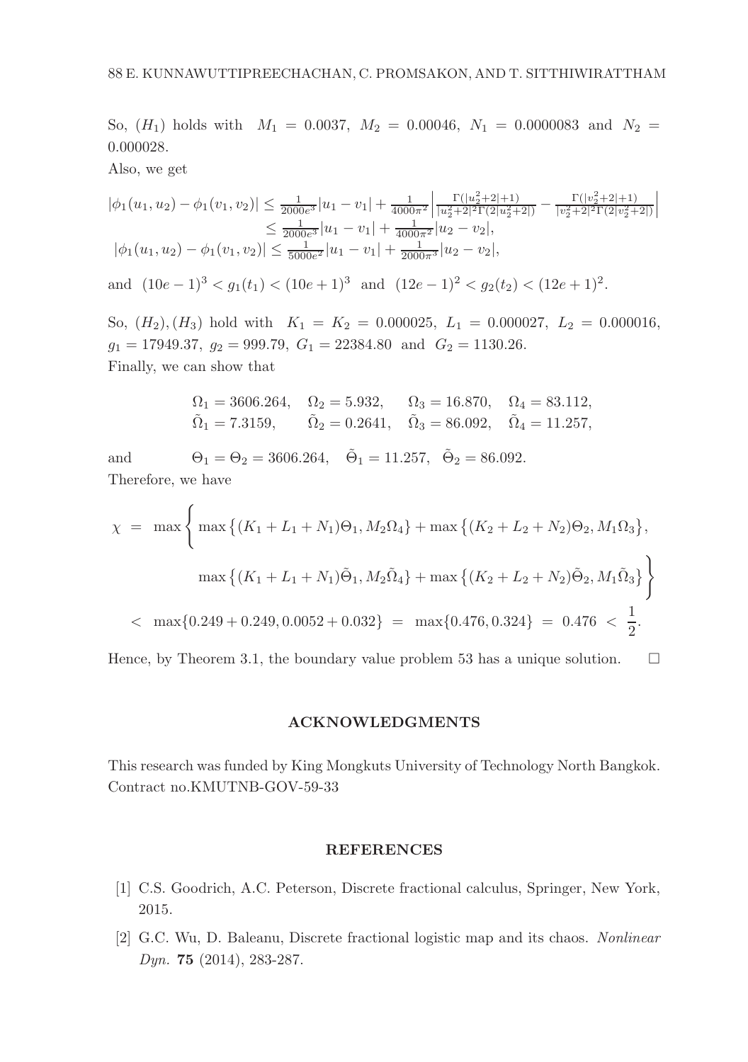So, $(H_1)$ holds with $M_1 = 0.0037$, $M_2 = 0.00046$, $N_1 = 0.0000083$ and $N_2 = 0.000028$.

Also, we get

$$
\begin{aligned}
|\phi_1(u_1,u_2) - \phi_1(v_1,v_2)| &\leq \tfrac{1}{2000e^3}|u_1 - v_1| + \tfrac{1}{4000\pi^2}\left|\tfrac{\Gamma(|u_2^2+2|+1)}{|u_2^2+2|^2\Gamma(2|u_2^2+2|)} - \tfrac{\Gamma(|v_2^2+2|+1)}{|v_2^2+2|^2\Gamma(2|v_2^2+2|)}\right| \\
&\leq \tfrac{1}{2000e^3}|u_1 - v_1| + \tfrac{1}{4000\pi^2}|u_2 - v_2|, \\
|\phi_1(u_1,u_2) - \phi_1(v_1,v_2)| &\leq \tfrac{1}{5000e^2}|u_1 - v_1| + \tfrac{1}{2000\pi^3}|u_2 - v_2|,
\end{aligned}
$$

and $(10e-1)^3 < g_1(t_1) < (10e+1)^3$ and $(12e-1)^2 < g_2(t_2) < (12e+1)^2$.

So, $(H_2), (H_3)$ hold with $K_1 = K_2 = 0.000025$, $L_1 = 0.000027$, $L_2 = 0.000016$, $g_1 = 17949.37$, $g_2 = 999.79$, $G_1 = 22384.80$ and $G_2 = 1130.26$.

Finally, we can show that

$$
\begin{aligned}
&\Omega_1 = 3606.264, \quad \Omega_2 = 5.932, \quad \Omega_3 = 16.870, \quad \Omega_4 = 83.112, \\
&\tilde{\Omega}_1 = 7.3159, \quad \tilde{\Omega}_2 = 0.2641, \quad \tilde{\Omega}_3 = 86.092, \quad \tilde{\Omega}_4 = 11.257,
\end{aligned}
$$

and $\Theta_1 = \Theta_2 = 3606.264$, $\tilde{\Theta}_1 = 11.257$, $\tilde{\Theta}_2 = 86.092$.

Therefore, we have

$$
\begin{aligned}
\chi &= \max\Bigg\{ \max\left\{(K_1+L_1+N_1)\Theta_1, M_2\Omega_4\right\} + \max\left\{(K_2+L_2+N_2)\Theta_2, M_1\Omega_3\right\}, \\
&\qquad \max\left\{(K_1+L_1+N_1)\tilde{\Theta}_1, M_2\tilde{\Omega}_4\right\} + \max\left\{(K_2+L_2+N_2)\tilde{\Theta}_2, M_1\tilde{\Omega}_3\right\} \Bigg\} \\
&< \max\{0.249 + 0.249, 0.0052 + 0.032\} = \max\{0.476, 0.324\} = 0.476 < \frac{1}{2}.
\end{aligned}
$$

Hence, by Theorem 3.1, the boundary value problem 53 has a unique solution. □

## ACKNOWLEDGMENTS

This research was funded by King Mongkuts University of Technology North Bangkok. Contract no.KMUTNB-GOV-59-33

## REFERENCES

[1] C.S. Goodrich, A.C. Peterson, Discrete fractional calculus, Springer, New York, 2015.

[2] G.C. Wu, D. Baleanu, Discrete fractional logistic map and its chaos. *Nonlinear Dyn.* **75** (2014), 283-287.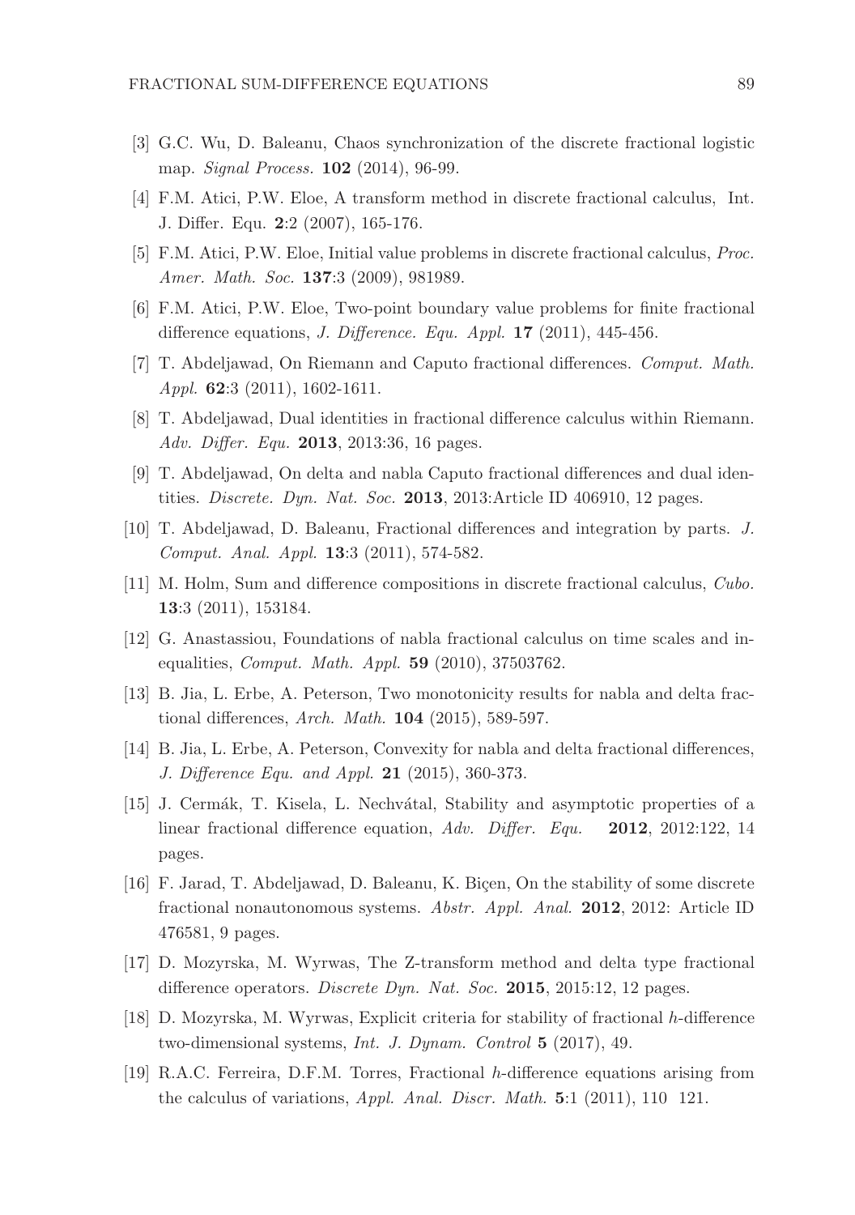[3] G.C. Wu, D. Baleanu, Chaos synchronization of the discrete fractional logistic map. *Signal Process.* **102** (2014), 96-99.

[4] F.M. Atici, P.W. Eloe, A transform method in discrete fractional calculus, Int. J. Differ. Equ. **2**:2 (2007), 165-176.

[5] F.M. Atici, P.W. Eloe, Initial value problems in discrete fractional calculus, *Proc. Amer. Math. Soc.* **137**:3 (2009), 981989.

[6] F.M. Atici, P.W. Eloe, Two-point boundary value problems for finite fractional difference equations, *J. Difference. Equ. Appl.* **17** (2011), 445-456.

[7] T. Abdeljawad, On Riemann and Caputo fractional differences. *Comput. Math. Appl.* **62**:3 (2011), 1602-1611.

[8] T. Abdeljawad, Dual identities in fractional difference calculus within Riemann. *Adv. Differ. Equ.* **2013**, 2013:36, 16 pages.

[9] T. Abdeljawad, On delta and nabla Caputo fractional differences and dual identities. *Discrete. Dyn. Nat. Soc.* **2013**, 2013:Article ID 406910, 12 pages.

[10] T. Abdeljawad, D. Baleanu, Fractional differences and integration by parts. *J. Comput. Anal. Appl.* **13**:3 (2011), 574-582.

[11] M. Holm, Sum and difference compositions in discrete fractional calculus, *Cubo.* **13**:3 (2011), 153184.

[12] G. Anastassiou, Foundations of nabla fractional calculus on time scales and inequalities, *Comput. Math. Appl.* **59** (2010), 37503762.

[13] B. Jia, L. Erbe, A. Peterson, Two monotonicity results for nabla and delta fractional differences, *Arch. Math.* **104** (2015), 589-597.

[14] B. Jia, L. Erbe, A. Peterson, Convexity for nabla and delta fractional differences, *J. Difference Equ. and Appl.* **21** (2015), 360-373.

[15] J. Cermák, T. Kisela, L. Nechvátal, Stability and asymptotic properties of a linear fractional difference equation, *Adv. Differ. Equ.* **2012**, 2012:122, 14 pages.

[16] F. Jarad, T. Abdeljawad, D. Baleanu, K. Biçen, On the stability of some discrete fractional nonautonomous systems. *Abstr. Appl. Anal.* **2012**, 2012: Article ID 476581, 9 pages.

[17] D. Mozyrska, M. Wyrwas, The Z-transform method and delta type fractional difference operators. *Discrete Dyn. Nat. Soc.* **2015**, 2015:12, 12 pages.

[18] D. Mozyrska, M. Wyrwas, Explicit criteria for stability of fractional $h$-difference two-dimensional systems, *Int. J. Dynam. Control* **5** (2017), 49.

[19] R.A.C. Ferreira, D.F.M. Torres, Fractional $h$-difference equations arising from the calculus of variations, *Appl. Anal. Discr. Math.* **5**:1 (2011), 110 121.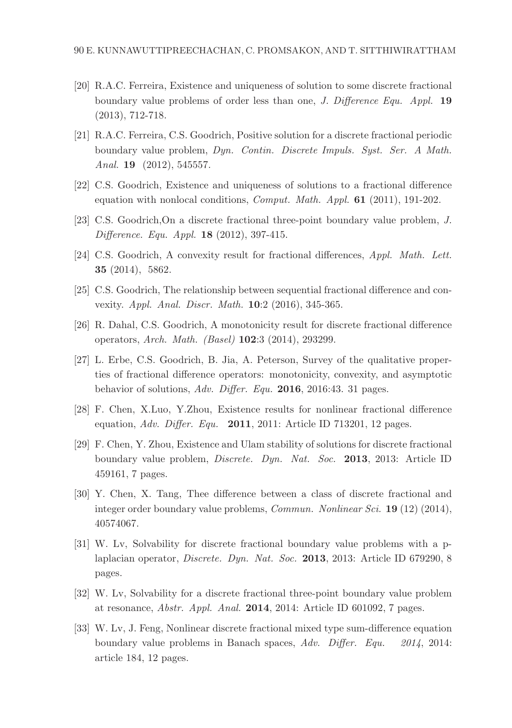[20] R.A.C. Ferreira, Existence and uniqueness of solution to some discrete fractional boundary value problems of order less than one, *J. Difference Equ. Appl.* **19** (2013), 712-718.

[21] R.A.C. Ferreira, C.S. Goodrich, Positive solution for a discrete fractional periodic boundary value problem, *Dyn. Contin. Discrete Impuls. Syst. Ser. A Math. Anal.* **19** (2012), 545557.

[22] C.S. Goodrich, Existence and uniqueness of solutions to a fractional difference equation with nonlocal conditions, *Comput. Math. Appl.* **61** (2011), 191-202.

[23] C.S. Goodrich,On a discrete fractional three-point boundary value problem, *J. Difference. Equ. Appl.* **18** (2012), 397-415.

[24] C.S. Goodrich, A convexity result for fractional differences, *Appl. Math. Lett.* **35** (2014), 5862.

[25] C.S. Goodrich, The relationship between sequential fractional difference and convexity. *Appl. Anal. Discr. Math.* **10**:2 (2016), 345-365.

[26] R. Dahal, C.S. Goodrich, A monotonicity result for discrete fractional difference operators, *Arch. Math. (Basel)* **102**:3 (2014), 293299.

[27] L. Erbe, C.S. Goodrich, B. Jia, A. Peterson, Survey of the qualitative properties of fractional difference operators: monotonicity, convexity, and asymptotic behavior of solutions, *Adv. Differ. Equ.* **2016**, 2016:43. 31 pages.

[28] F. Chen, X.Luo, Y.Zhou, Existence results for nonlinear fractional difference equation, *Adv. Differ. Equ.* **2011**, 2011: Article ID 713201, 12 pages.

[29] F. Chen, Y. Zhou, Existence and Ulam stability of solutions for discrete fractional boundary value problem, *Discrete. Dyn. Nat. Soc.* **2013**, 2013: Article ID 459161, 7 pages.

[30] Y. Chen, X. Tang, Thee difference between a class of discrete fractional and integer order boundary value problems, *Commun. Nonlinear Sci.* **19** (12) (2014), 40574067.

[31] W. Lv, Solvability for discrete fractional boundary value problems with a p-laplacian operator, *Discrete. Dyn. Nat. Soc.* **2013**, 2013: Article ID 679290, 8 pages.

[32] W. Lv, Solvability for a discrete fractional three-point boundary value problem at resonance, *Abstr. Appl. Anal.* **2014**, 2014: Article ID 601092, 7 pages.

[33] W. Lv, J. Feng, Nonlinear discrete fractional mixed type sum-difference equation boundary value problems in Banach spaces, *Adv. Differ. Equ.* *2014*, 2014: article 184, 12 pages.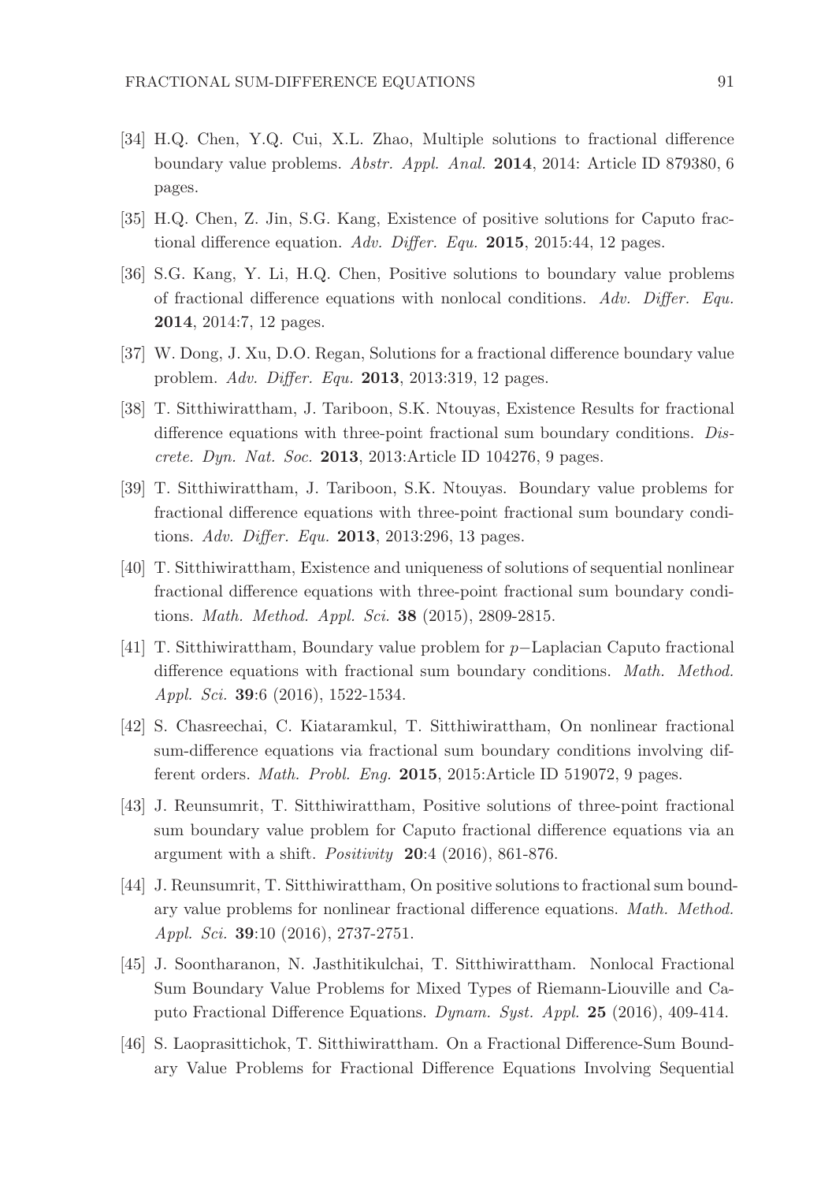[34] H.Q. Chen, Y.Q. Cui, X.L. Zhao, Multiple solutions to fractional difference boundary value problems. *Abstr. Appl. Anal.* **2014**, 2014: Article ID 879380, 6 pages.

[35] H.Q. Chen, Z. Jin, S.G. Kang, Existence of positive solutions for Caputo fractional difference equation. *Adv. Differ. Equ.* **2015**, 2015:44, 12 pages.

[36] S.G. Kang, Y. Li, H.Q. Chen, Positive solutions to boundary value problems of fractional difference equations with nonlocal conditions. *Adv. Differ. Equ.* **2014**, 2014:7, 12 pages.

[37] W. Dong, J. Xu, D.O. Regan, Solutions for a fractional difference boundary value problem. *Adv. Differ. Equ.* **2013**, 2013:319, 12 pages.

[38] T. Sitthiwirattham, J. Tariboon, S.K. Ntouyas, Existence Results for fractional difference equations with three-point fractional sum boundary conditions. *Discrete. Dyn. Nat. Soc.* **2013**, 2013:Article ID 104276, 9 pages.

[39] T. Sitthiwirattham, J. Tariboon, S.K. Ntouyas. Boundary value problems for fractional difference equations with three-point fractional sum boundary conditions. *Adv. Differ. Equ.* **2013**, 2013:296, 13 pages.

[40] T. Sitthiwirattham, Existence and uniqueness of solutions of sequential nonlinear fractional difference equations with three-point fractional sum boundary conditions. *Math. Method. Appl. Sci.* **38** (2015), 2809-2815.

[41] T. Sitthiwirattham, Boundary value problem for $p-$Laplacian Caputo fractional difference equations with fractional sum boundary conditions. *Math. Method. Appl. Sci.* **39**:6 (2016), 1522-1534.

[42] S. Chasreechai, C. Kiataramkul, T. Sitthiwirattham, On nonlinear fractional sum-difference equations via fractional sum boundary conditions involving different orders. *Math. Probl. Eng.* **2015**, 2015:Article ID 519072, 9 pages.

[43] J. Reunsumrit, T. Sitthiwirattham, Positive solutions of three-point fractional sum boundary value problem for Caputo fractional difference equations via an argument with a shift. *Positivity* **20**:4 (2016), 861-876.

[44] J. Reunsumrit, T. Sitthiwirattham, On positive solutions to fractional sum boundary value problems for nonlinear fractional difference equations. *Math. Method. Appl. Sci.* **39**:10 (2016), 2737-2751.

[45] J. Soontharanon, N. Jasthitikulchai, T. Sitthiwirattham. Nonlocal Fractional Sum Boundary Value Problems for Mixed Types of Riemann-Liouville and Caputo Fractional Difference Equations. *Dynam. Syst. Appl.* **25** (2016), 409-414.

[46] S. Laoprasittichok, T. Sitthiwirattham. On a Fractional Difference-Sum Boundary Value Problems for Fractional Difference Equations Involving Sequential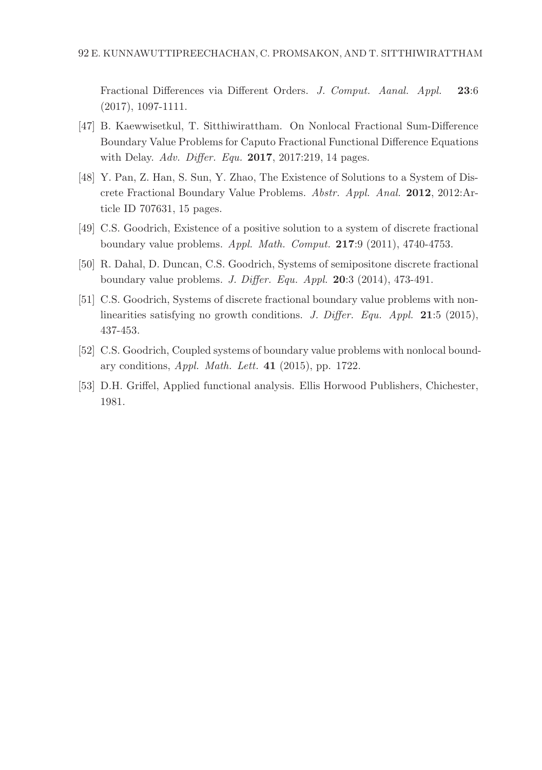Fractional Differences via Different Orders. *J. Comput. Aanal. Appl.* **23**:6 (2017), 1097-1111.

[47] B. Kaewwisetkul, T. Sitthiwirattham. On Nonlocal Fractional Sum-Difference Boundary Value Problems for Caputo Fractional Functional Difference Equations with Delay. *Adv. Differ. Equ.* **2017**, 2017:219, 14 pages.

[48] Y. Pan, Z. Han, S. Sun, Y. Zhao, The Existence of Solutions to a System of Discrete Fractional Boundary Value Problems. *Abstr. Appl. Anal.* **2012**, 2012:Article ID 707631, 15 pages.

[49] C.S. Goodrich, Existence of a positive solution to a system of discrete fractional boundary value problems. *Appl. Math. Comput.* **217**:9 (2011), 4740-4753.

[50] R. Dahal, D. Duncan, C.S. Goodrich, Systems of semipositone discrete fractional boundary value problems. *J. Differ. Equ. Appl.* **20**:3 (2014), 473-491.

[51] C.S. Goodrich, Systems of discrete fractional boundary value problems with nonlinearities satisfying no growth conditions. *J. Differ. Equ. Appl.* **21**:5 (2015), 437-453.

[52] C.S. Goodrich, Coupled systems of boundary value problems with nonlocal boundary conditions, *Appl. Math. Lett.* **41** (2015), pp. 1722.

[53] D.H. Griffel, Applied functional analysis. Ellis Horwood Publishers, Chichester, 1981.